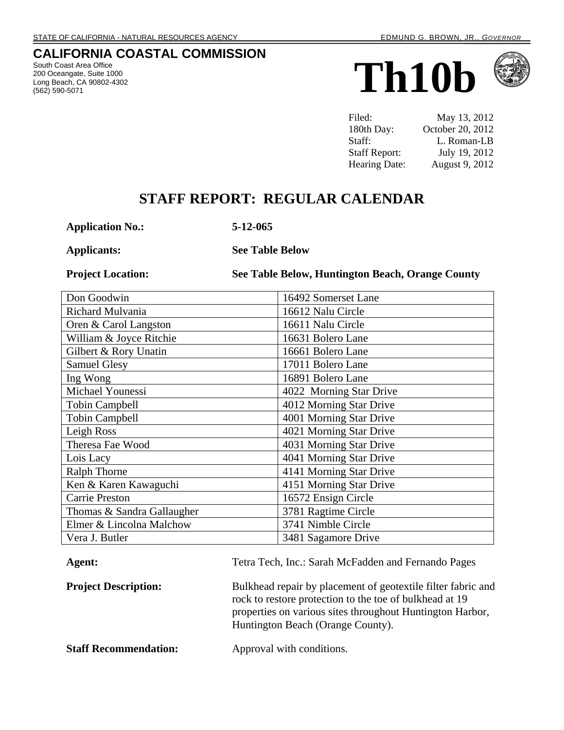STATE OF CALIFORNIA - NATURAL RESOURCES AGENCY — EDMUND G. BROWN, JR., *GOVERNOR*

# CALIFORNIA COASTAL COMMISSION

South Coast Area Office
200 Oceangate, Suite 1000
Long Beach, CA 90802-4302
(562) 590-5071

# Th10b

| | |
|---|---|
| Filed: | May 13, 2012 |
| 180th Day: | October 20, 2012 |
| Staff: | L. Roman-LB |
| Staff Report: | July 19, 2012 |
| Hearing Date: | August 9, 2012 |

## STAFF REPORT: REGULAR CALENDAR

**Application No.:** **5-12-065**

**Applicants:** **See Table Below**

**Project Location:** **See Table Below, Huntington Beach, Orange County**

| Applicant | Address |
|---|---|
| Don Goodwin | 16492 Somerset Lane |
| Richard Mulvania | 16612 Nalu Circle |
| Oren & Carol Langston | 16611 Nalu Circle |
| William & Joyce Ritchie | 16631 Bolero Lane |
| Gilbert & Rory Unatin | 16661 Bolero Lane |
| Samuel Glesy | 17011 Bolero Lane |
| Ing Wong | 16891 Bolero Lane |
| Michael Younessi | 4022 Morning Star Drive |
| Tobin Campbell | 4012 Morning Star Drive |
| Tobin Campbell | 4001 Morning Star Drive |
| Leigh Ross | 4021 Morning Star Drive |
| Theresa Fae Wood | 4031 Morning Star Drive |
| Lois Lacy | 4041 Morning Star Drive |
| Ralph Thorne | 4141 Morning Star Drive |
| Ken & Karen Kawaguchi | 4151 Morning Star Drive |
| Carrie Preston | 16572 Ensign Circle |
| Thomas & Sandra Gallaugher | 3781 Ragtime Circle |
| Elmer & Lincolna Malchow | 3741 Nimble Circle |
| Vera J. Butler | 3481 Sagamore Drive |

**Agent:** Tetra Tech, Inc.: Sarah McFadden and Fernando Pages

**Project Description:** Bulkhead repair by placement of geotextile filter fabric and rock to restore protection to the toe of bulkhead at 19 properties on various sites throughout Huntington Harbor, Huntington Beach (Orange County).

**Staff Recommendation:** Approval with conditions.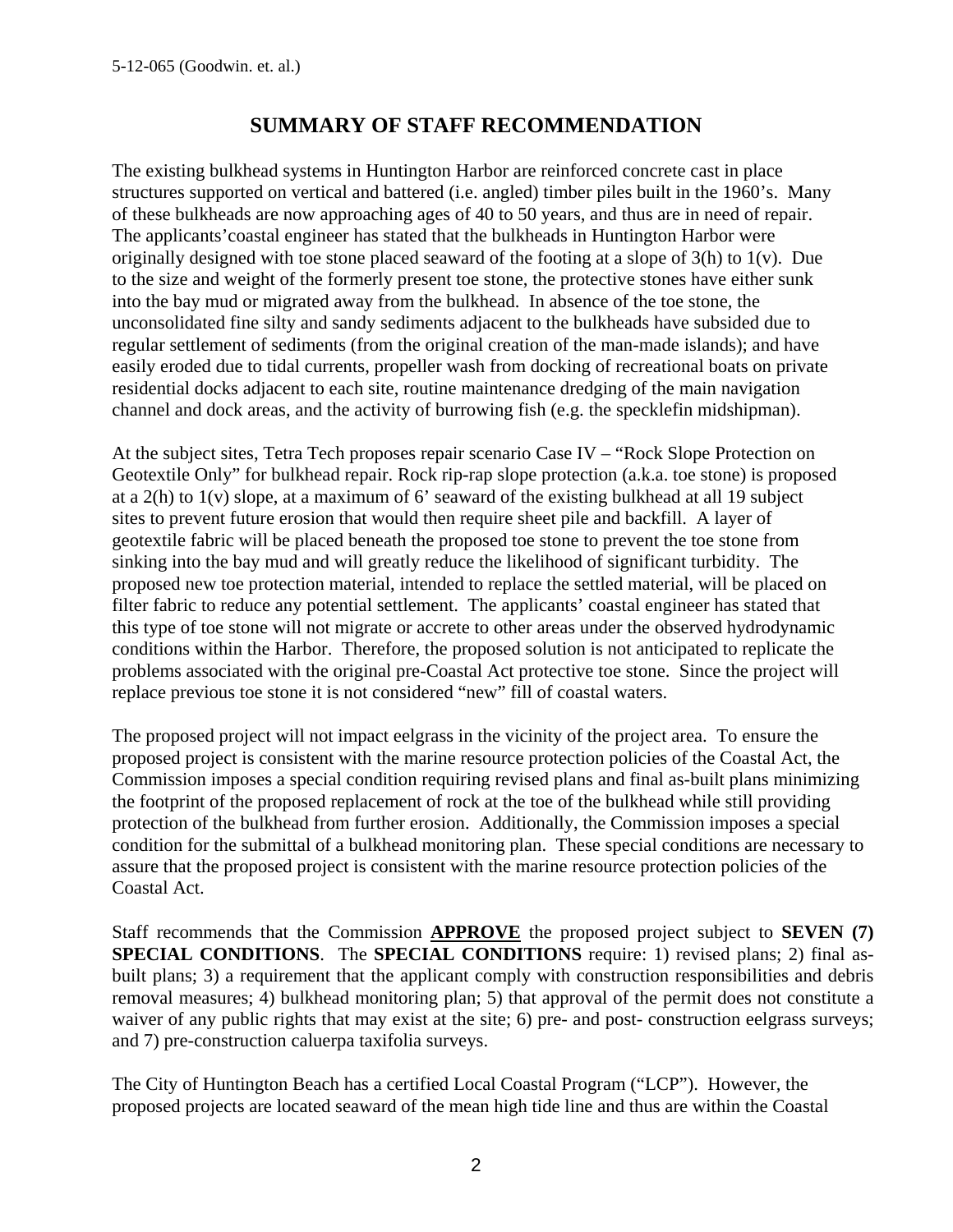## SUMMARY OF STAFF RECOMMENDATION

The existing bulkhead systems in Huntington Harbor are reinforced concrete cast in place structures supported on vertical and battered (i.e. angled) timber piles built in the 1960's. Many of these bulkheads are now approaching ages of 40 to 50 years, and thus are in need of repair. The applicants'coastal engineer has stated that the bulkheads in Huntington Harbor were originally designed with toe stone placed seaward of the footing at a slope of 3(h) to 1(v). Due to the size and weight of the formerly present toe stone, the protective stones have either sunk into the bay mud or migrated away from the bulkhead. In absence of the toe stone, the unconsolidated fine silty and sandy sediments adjacent to the bulkheads have subsided due to regular settlement of sediments (from the original creation of the man-made islands); and have easily eroded due to tidal currents, propeller wash from docking of recreational boats on private residential docks adjacent to each site, routine maintenance dredging of the main navigation channel and dock areas, and the activity of burrowing fish (e.g. the specklefin midshipman).

At the subject sites, Tetra Tech proposes repair scenario Case IV – "Rock Slope Protection on Geotextile Only" for bulkhead repair. Rock rip-rap slope protection (a.k.a. toe stone) is proposed at a 2(h) to 1(v) slope, at a maximum of 6' seaward of the existing bulkhead at all 19 subject sites to prevent future erosion that would then require sheet pile and backfill. A layer of geotextile fabric will be placed beneath the proposed toe stone to prevent the toe stone from sinking into the bay mud and will greatly reduce the likelihood of significant turbidity. The proposed new toe protection material, intended to replace the settled material, will be placed on filter fabric to reduce any potential settlement. The applicants' coastal engineer has stated that this type of toe stone will not migrate or accrete to other areas under the observed hydrodynamic conditions within the Harbor. Therefore, the proposed solution is not anticipated to replicate the problems associated with the original pre-Coastal Act protective toe stone. Since the project will replace previous toe stone it is not considered "new" fill of coastal waters.

The proposed project will not impact eelgrass in the vicinity of the project area. To ensure the proposed project is consistent with the marine resource protection policies of the Coastal Act, the Commission imposes a special condition requiring revised plans and final as-built plans minimizing the footprint of the proposed replacement of rock at the toe of the bulkhead while still providing protection of the bulkhead from further erosion. Additionally, the Commission imposes a special condition for the submittal of a bulkhead monitoring plan. These special conditions are necessary to assure that the proposed project is consistent with the marine resource protection policies of the Coastal Act.

Staff recommends that the Commission **APPROVE** the proposed project subject to **SEVEN (7) SPECIAL CONDITIONS**. The **SPECIAL CONDITIONS** require: 1) revised plans; 2) final as-built plans; 3) a requirement that the applicant comply with construction responsibilities and debris removal measures; 4) bulkhead monitoring plan; 5) that approval of the permit does not constitute a waiver of any public rights that may exist at the site; 6) pre- and post- construction eelgrass surveys; and 7) pre-construction caluerpa taxifolia surveys.

The City of Huntington Beach has a certified Local Coastal Program ("LCP"). However, the proposed projects are located seaward of the mean high tide line and thus are within the Coastal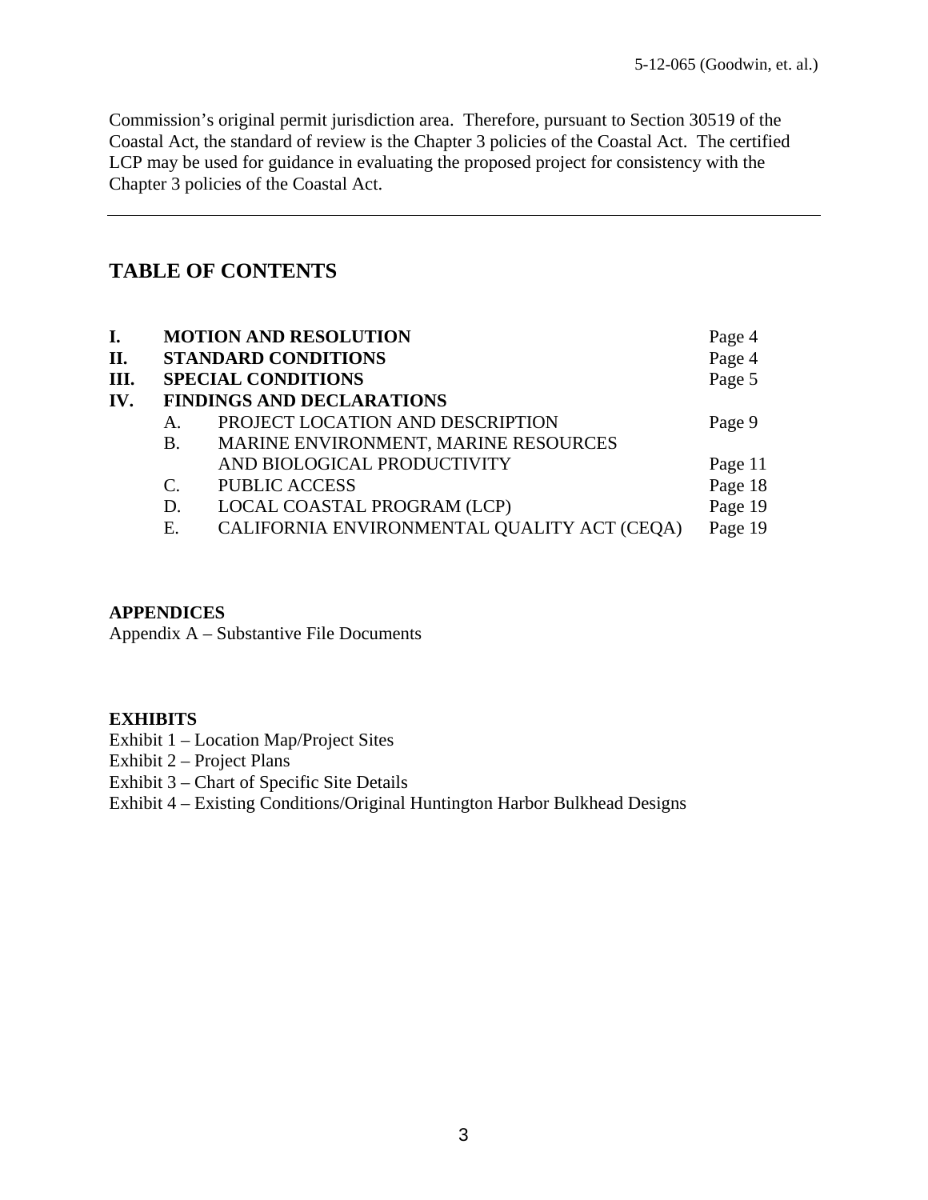Commission's original permit jurisdiction area. Therefore, pursuant to Section 30519 of the Coastal Act, the standard of review is the Chapter 3 policies of the Coastal Act. The certified LCP may be used for guidance in evaluating the proposed project for consistency with the Chapter 3 policies of the Coastal Act.

---

## TABLE OF CONTENTS

| | | | |
|---|---|---|---|
| **I.** | **MOTION AND RESOLUTION** | | Page 4 |
| **II.** | **STANDARD CONDITIONS** | | Page 4 |
| **III.** | **SPECIAL CONDITIONS** | | Page 5 |
| **IV.** | **FINDINGS AND DECLARATIONS** | | |
| | A. | PROJECT LOCATION AND DESCRIPTION | Page 9 |
| | B. | MARINE ENVIRONMENT, MARINE RESOURCES AND BIOLOGICAL PRODUCTIVITY | Page 11 |
| | C. | PUBLIC ACCESS | Page 18 |
| | D. | LOCAL COASTAL PROGRAM (LCP) | Page 19 |
| | E. | CALIFORNIA ENVIRONMENTAL QUALITY ACT (CEQA) | Page 19 |

**APPENDICES**

Appendix A – Substantive File Documents

**EXHIBITS**

Exhibit 1 – Location Map/Project Sites
Exhibit 2 – Project Plans
Exhibit 3 – Chart of Specific Site Details
Exhibit 4 – Existing Conditions/Original Huntington Harbor Bulkhead Designs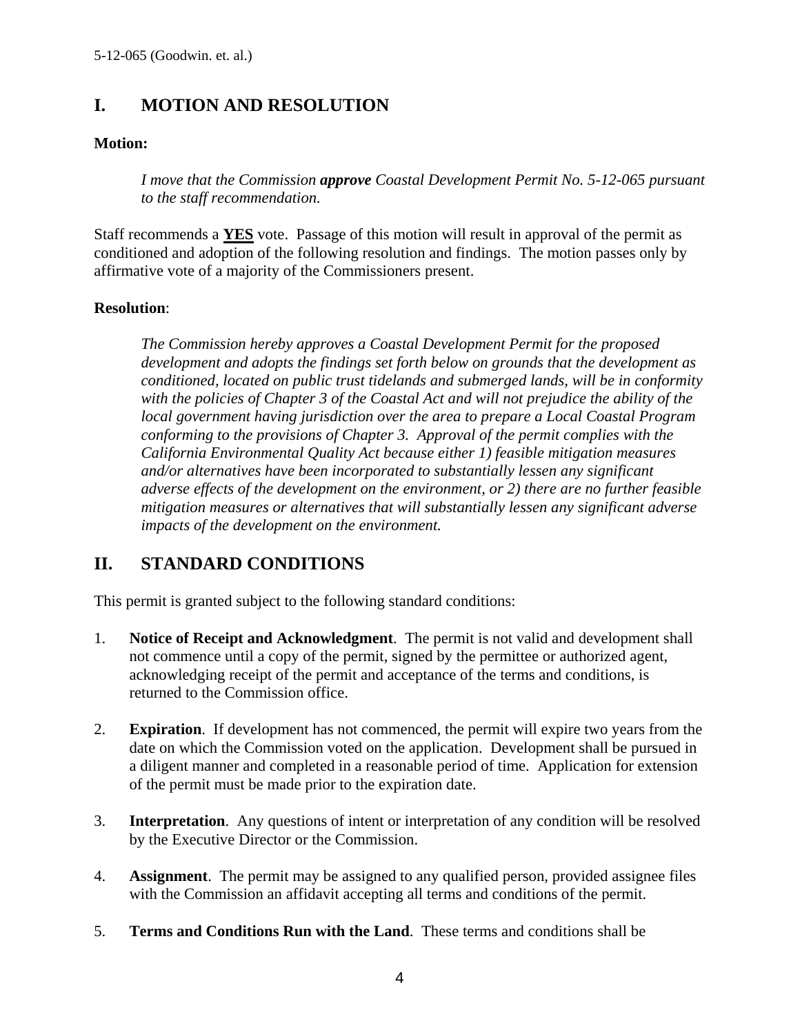## I. MOTION AND RESOLUTION

**Motion:**

> *I move that the Commission **approve** Coastal Development Permit No. 5-12-065 pursuant to the staff recommendation.*

Staff recommends a **YES** vote. Passage of this motion will result in approval of the permit as conditioned and adoption of the following resolution and findings. The motion passes only by affirmative vote of a majority of the Commissioners present.

**Resolution**:

> *The Commission hereby approves a Coastal Development Permit for the proposed development and adopts the findings set forth below on grounds that the development as conditioned, located on public trust tidelands and submerged lands, will be in conformity with the policies of Chapter 3 of the Coastal Act and will not prejudice the ability of the local government having jurisdiction over the area to prepare a Local Coastal Program conforming to the provisions of Chapter 3. Approval of the permit complies with the California Environmental Quality Act because either 1) feasible mitigation measures and/or alternatives have been incorporated to substantially lessen any significant adverse effects of the development on the environment, or 2) there are no further feasible mitigation measures or alternatives that will substantially lessen any significant adverse impacts of the development on the environment.*

## II. STANDARD CONDITIONS

This permit is granted subject to the following standard conditions:

1. **Notice of Receipt and Acknowledgment**. The permit is not valid and development shall not commence until a copy of the permit, signed by the permittee or authorized agent, acknowledging receipt of the permit and acceptance of the terms and conditions, is returned to the Commission office.

2. **Expiration**. If development has not commenced, the permit will expire two years from the date on which the Commission voted on the application. Development shall be pursued in a diligent manner and completed in a reasonable period of time. Application for extension of the permit must be made prior to the expiration date.

3. **Interpretation**. Any questions of intent or interpretation of any condition will be resolved by the Executive Director or the Commission.

4. **Assignment**. The permit may be assigned to any qualified person, provided assignee files with the Commission an affidavit accepting all terms and conditions of the permit.

5. **Terms and Conditions Run with the Land**. These terms and conditions shall be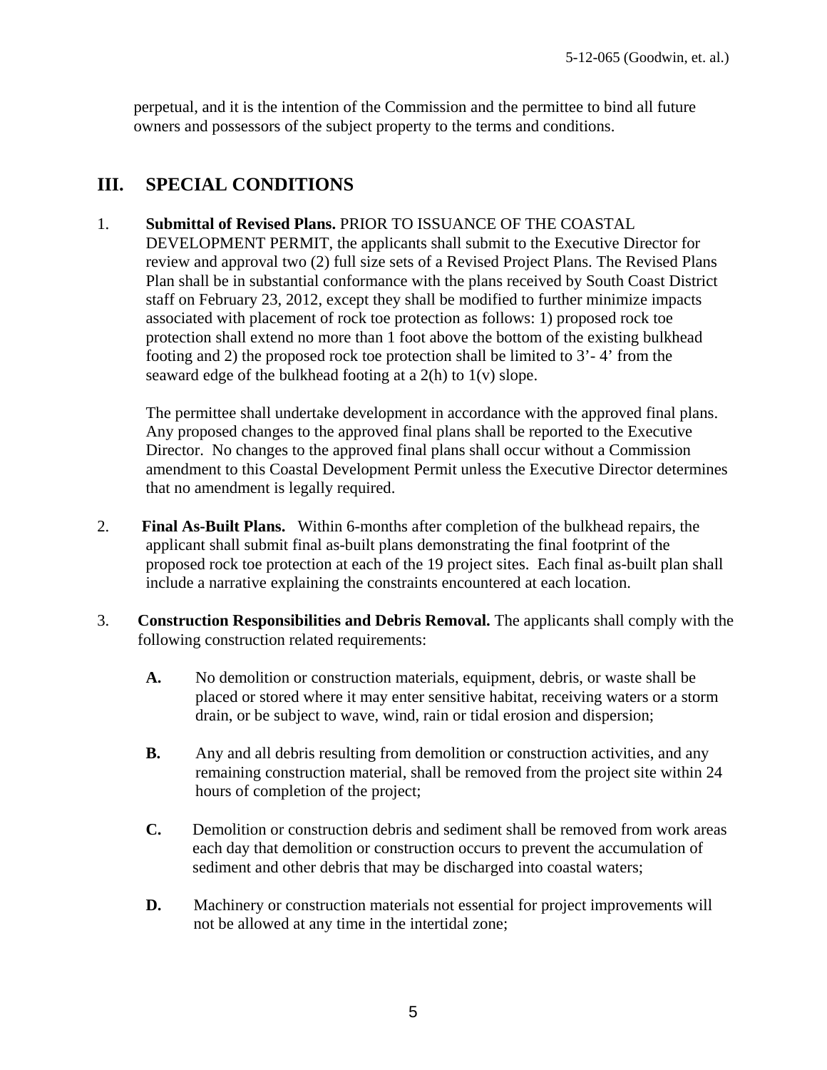perpetual, and it is the intention of the Commission and the permittee to bind all future owners and possessors of the subject property to the terms and conditions.

## III. SPECIAL CONDITIONS

1. **Submittal of Revised Plans.** PRIOR TO ISSUANCE OF THE COASTAL DEVELOPMENT PERMIT, the applicants shall submit to the Executive Director for review and approval two (2) full size sets of a Revised Project Plans. The Revised Plans Plan shall be in substantial conformance with the plans received by South Coast District staff on February 23, 2012, except they shall be modified to further minimize impacts associated with placement of rock toe protection as follows: 1) proposed rock toe protection shall extend no more than 1 foot above the bottom of the existing bulkhead footing and 2) the proposed rock toe protection shall be limited to 3'- 4' from the seaward edge of the bulkhead footing at a 2(h) to 1(v) slope.

   The permittee shall undertake development in accordance with the approved final plans. Any proposed changes to the approved final plans shall be reported to the Executive Director. No changes to the approved final plans shall occur without a Commission amendment to this Coastal Development Permit unless the Executive Director determines that no amendment is legally required.

2. **Final As-Built Plans.** Within 6-months after completion of the bulkhead repairs, the applicant shall submit final as-built plans demonstrating the final footprint of the proposed rock toe protection at each of the 19 project sites. Each final as-built plan shall include a narrative explaining the constraints encountered at each location.

3. **Construction Responsibilities and Debris Removal.** The applicants shall comply with the following construction related requirements:

   **A.** No demolition or construction materials, equipment, debris, or waste shall be placed or stored where it may enter sensitive habitat, receiving waters or a storm drain, or be subject to wave, wind, rain or tidal erosion and dispersion;

   **B.** Any and all debris resulting from demolition or construction activities, and any remaining construction material, shall be removed from the project site within 24 hours of completion of the project;

   **C.** Demolition or construction debris and sediment shall be removed from work areas each day that demolition or construction occurs to prevent the accumulation of sediment and other debris that may be discharged into coastal waters;

   **D.** Machinery or construction materials not essential for project improvements will not be allowed at any time in the intertidal zone;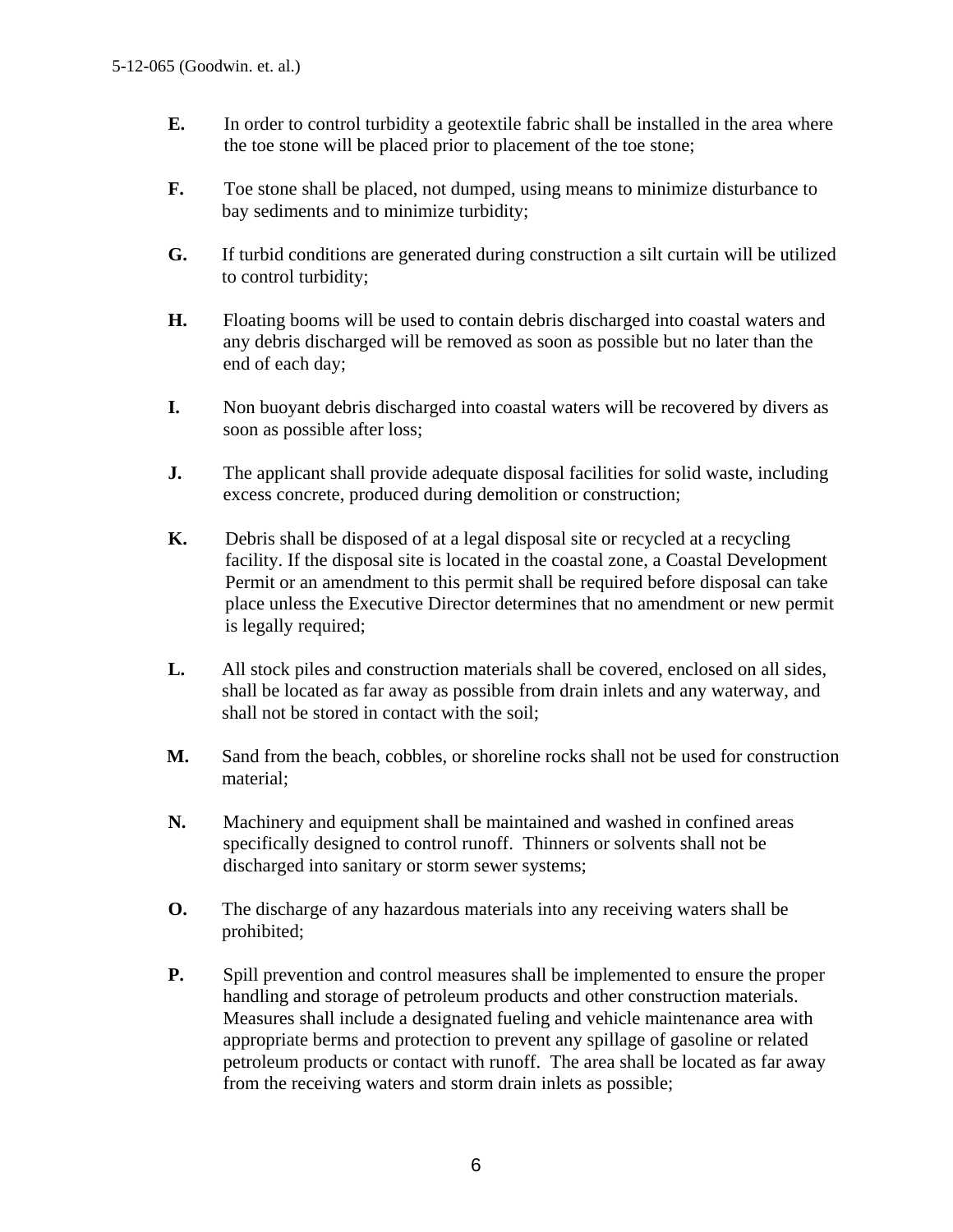**E.** In order to control turbidity a geotextile fabric shall be installed in the area where the toe stone will be placed prior to placement of the toe stone;

**F.** Toe stone shall be placed, not dumped, using means to minimize disturbance to bay sediments and to minimize turbidity;

**G.** If turbid conditions are generated during construction a silt curtain will be utilized to control turbidity;

**H.** Floating booms will be used to contain debris discharged into coastal waters and any debris discharged will be removed as soon as possible but no later than the end of each day;

**I.** Non buoyant debris discharged into coastal waters will be recovered by divers as soon as possible after loss;

**J.** The applicant shall provide adequate disposal facilities for solid waste, including excess concrete, produced during demolition or construction;

**K.** Debris shall be disposed of at a legal disposal site or recycled at a recycling facility. If the disposal site is located in the coastal zone, a Coastal Development Permit or an amendment to this permit shall be required before disposal can take place unless the Executive Director determines that no amendment or new permit is legally required;

**L.** All stock piles and construction materials shall be covered, enclosed on all sides, shall be located as far away as possible from drain inlets and any waterway, and shall not be stored in contact with the soil;

**M.** Sand from the beach, cobbles, or shoreline rocks shall not be used for construction material;

**N.** Machinery and equipment shall be maintained and washed in confined areas specifically designed to control runoff. Thinners or solvents shall not be discharged into sanitary or storm sewer systems;

**O.** The discharge of any hazardous materials into any receiving waters shall be prohibited;

**P.** Spill prevention and control measures shall be implemented to ensure the proper handling and storage of petroleum products and other construction materials. Measures shall include a designated fueling and vehicle maintenance area with appropriate berms and protection to prevent any spillage of gasoline or related petroleum products or contact with runoff. The area shall be located as far away from the receiving waters and storm drain inlets as possible;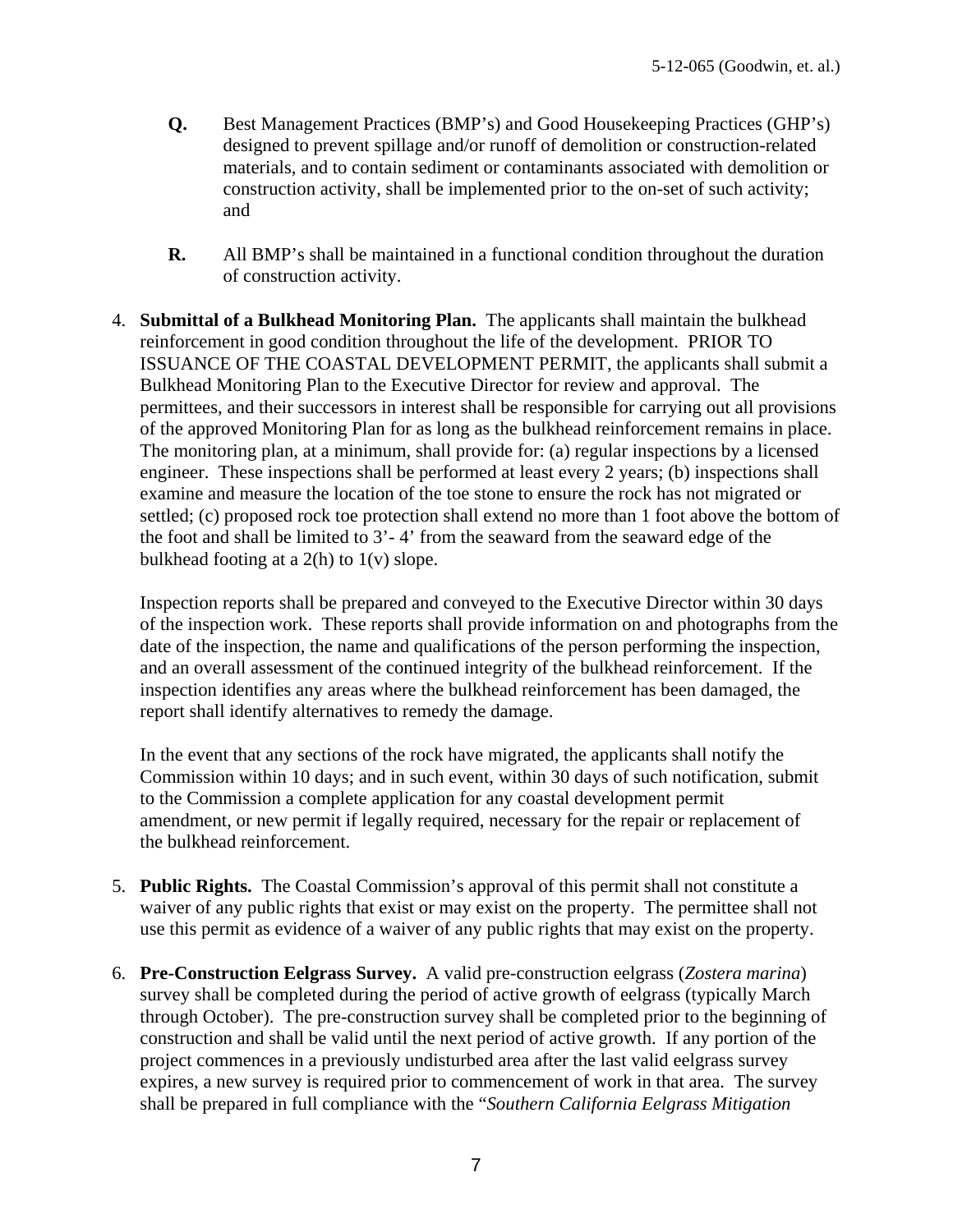**Q.** Best Management Practices (BMP's) and Good Housekeeping Practices (GHP's) designed to prevent spillage and/or runoff of demolition or construction-related materials, and to contain sediment or contaminants associated with demolition or construction activity, shall be implemented prior to the on-set of such activity; and

**R.** All BMP's shall be maintained in a functional condition throughout the duration of construction activity.

4. **Submittal of a Bulkhead Monitoring Plan.** The applicants shall maintain the bulkhead reinforcement in good condition throughout the life of the development. PRIOR TO ISSUANCE OF THE COASTAL DEVELOPMENT PERMIT, the applicants shall submit a Bulkhead Monitoring Plan to the Executive Director for review and approval. The permittees, and their successors in interest shall be responsible for carrying out all provisions of the approved Monitoring Plan for as long as the bulkhead reinforcement remains in place. The monitoring plan, at a minimum, shall provide for: (a) regular inspections by a licensed engineer. These inspections shall be performed at least every 2 years; (b) inspections shall examine and measure the location of the toe stone to ensure the rock has not migrated or settled; (c) proposed rock toe protection shall extend no more than 1 foot above the bottom of the foot and shall be limited to 3'- 4' from the seaward from the seaward edge of the bulkhead footing at a 2(h) to 1(v) slope.

   Inspection reports shall be prepared and conveyed to the Executive Director within 30 days of the inspection work. These reports shall provide information on and photographs from the date of the inspection, the name and qualifications of the person performing the inspection, and an overall assessment of the continued integrity of the bulkhead reinforcement. If the inspection identifies any areas where the bulkhead reinforcement has been damaged, the report shall identify alternatives to remedy the damage.

   In the event that any sections of the rock have migrated, the applicants shall notify the Commission within 10 days; and in such event, within 30 days of such notification, submit to the Commission a complete application for any coastal development permit amendment, or new permit if legally required, necessary for the repair or replacement of the bulkhead reinforcement.

5. **Public Rights.** The Coastal Commission's approval of this permit shall not constitute a waiver of any public rights that exist or may exist on the property. The permittee shall not use this permit as evidence of a waiver of any public rights that may exist on the property.

6. **Pre-Construction Eelgrass Survey.** A valid pre-construction eelgrass (*Zostera marina*) survey shall be completed during the period of active growth of eelgrass (typically March through October). The pre-construction survey shall be completed prior to the beginning of construction and shall be valid until the next period of active growth. If any portion of the project commences in a previously undisturbed area after the last valid eelgrass survey expires, a new survey is required prior to commencement of work in that area. The survey shall be prepared in full compliance with the "*Southern California Eelgrass Mitigation*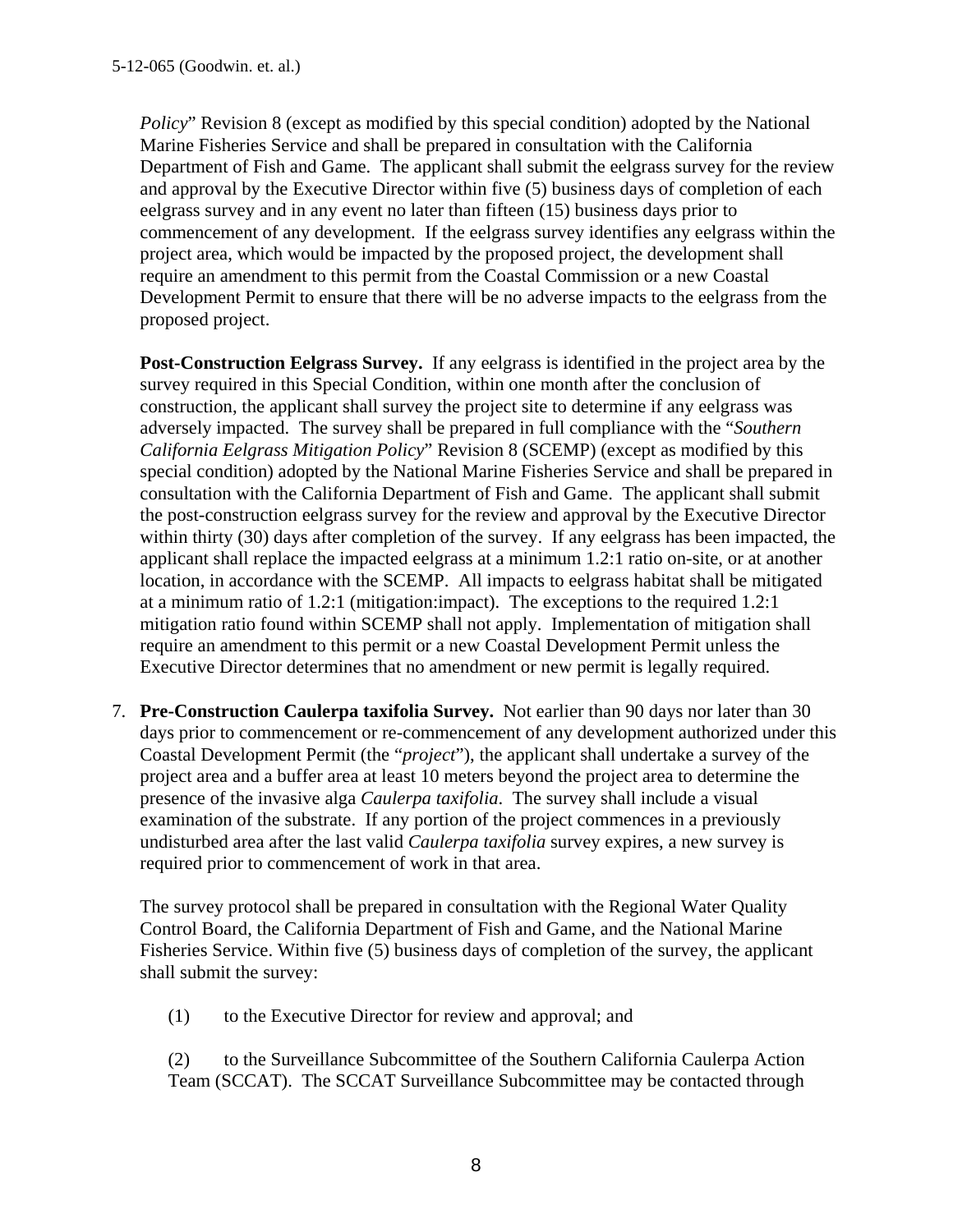*Policy*" Revision 8 (except as modified by this special condition) adopted by the National Marine Fisheries Service and shall be prepared in consultation with the California Department of Fish and Game. The applicant shall submit the eelgrass survey for the review and approval by the Executive Director within five (5) business days of completion of each eelgrass survey and in any event no later than fifteen (15) business days prior to commencement of any development. If the eelgrass survey identifies any eelgrass within the project area, which would be impacted by the proposed project, the development shall require an amendment to this permit from the Coastal Commission or a new Coastal Development Permit to ensure that there will be no adverse impacts to the eelgrass from the proposed project.

**Post-Construction Eelgrass Survey.** If any eelgrass is identified in the project area by the survey required in this Special Condition, within one month after the conclusion of construction, the applicant shall survey the project site to determine if any eelgrass was adversely impacted. The survey shall be prepared in full compliance with the "*Southern California Eelgrass Mitigation Policy*" Revision 8 (SCEMP) (except as modified by this special condition) adopted by the National Marine Fisheries Service and shall be prepared in consultation with the California Department of Fish and Game. The applicant shall submit the post-construction eelgrass survey for the review and approval by the Executive Director within thirty (30) days after completion of the survey. If any eelgrass has been impacted, the applicant shall replace the impacted eelgrass at a minimum 1.2:1 ratio on-site, or at another location, in accordance with the SCEMP. All impacts to eelgrass habitat shall be mitigated at a minimum ratio of 1.2:1 (mitigation:impact). The exceptions to the required 1.2:1 mitigation ratio found within SCEMP shall not apply. Implementation of mitigation shall require an amendment to this permit or a new Coastal Development Permit unless the Executive Director determines that no amendment or new permit is legally required.

7. **Pre-Construction Caulerpa taxifolia Survey.** Not earlier than 90 days nor later than 30 days prior to commencement or re-commencement of any development authorized under this Coastal Development Permit (the "*project*"), the applicant shall undertake a survey of the project area and a buffer area at least 10 meters beyond the project area to determine the presence of the invasive alga *Caulerpa taxifolia*. The survey shall include a visual examination of the substrate. If any portion of the project commences in a previously undisturbed area after the last valid *Caulerpa taxifolia* survey expires, a new survey is required prior to commencement of work in that area.

   The survey protocol shall be prepared in consultation with the Regional Water Quality Control Board, the California Department of Fish and Game, and the National Marine Fisheries Service. Within five (5) business days of completion of the survey, the applicant shall submit the survey:

   (1) to the Executive Director for review and approval; and

   (2) to the Surveillance Subcommittee of the Southern California Caulerpa Action Team (SCCAT). The SCCAT Surveillance Subcommittee may be contacted through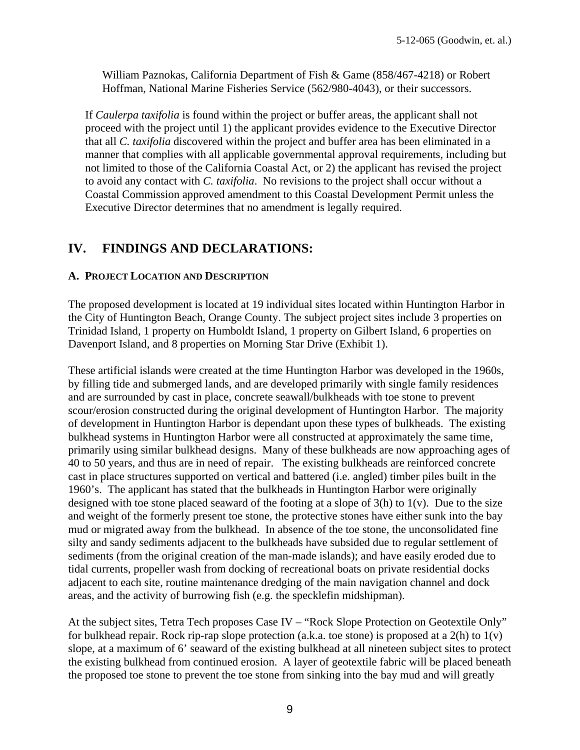William Paznokas, California Department of Fish & Game (858/467-4218) or Robert Hoffman, National Marine Fisheries Service (562/980-4043), or their successors.

If *Caulerpa taxifolia* is found within the project or buffer areas, the applicant shall not proceed with the project until 1) the applicant provides evidence to the Executive Director that all *C. taxifolia* discovered within the project and buffer area has been eliminated in a manner that complies with all applicable governmental approval requirements, including but not limited to those of the California Coastal Act, or 2) the applicant has revised the project to avoid any contact with *C. taxifolia*. No revisions to the project shall occur without a Coastal Commission approved amendment to this Coastal Development Permit unless the Executive Director determines that no amendment is legally required.

## IV. FINDINGS AND DECLARATIONS:

### A. PROJECT LOCATION AND DESCRIPTION

The proposed development is located at 19 individual sites located within Huntington Harbor in the City of Huntington Beach, Orange County. The subject project sites include 3 properties on Trinidad Island, 1 property on Humboldt Island, 1 property on Gilbert Island, 6 properties on Davenport Island, and 8 properties on Morning Star Drive (Exhibit 1).

These artificial islands were created at the time Huntington Harbor was developed in the 1960s, by filling tide and submerged lands, and are developed primarily with single family residences and are surrounded by cast in place, concrete seawall/bulkheads with toe stone to prevent scour/erosion constructed during the original development of Huntington Harbor. The majority of development in Huntington Harbor is dependant upon these types of bulkheads. The existing bulkhead systems in Huntington Harbor were all constructed at approximately the same time, primarily using similar bulkhead designs. Many of these bulkheads are now approaching ages of 40 to 50 years, and thus are in need of repair. The existing bulkheads are reinforced concrete cast in place structures supported on vertical and battered (i.e. angled) timber piles built in the 1960's. The applicant has stated that the bulkheads in Huntington Harbor were originally designed with toe stone placed seaward of the footing at a slope of 3(h) to 1(v). Due to the size and weight of the formerly present toe stone, the protective stones have either sunk into the bay mud or migrated away from the bulkhead. In absence of the toe stone, the unconsolidated fine silty and sandy sediments adjacent to the bulkheads have subsided due to regular settlement of sediments (from the original creation of the man-made islands); and have easily eroded due to tidal currents, propeller wash from docking of recreational boats on private residential docks adjacent to each site, routine maintenance dredging of the main navigation channel and dock areas, and the activity of burrowing fish (e.g. the specklefin midshipman).

At the subject sites, Tetra Tech proposes Case IV – "Rock Slope Protection on Geotextile Only" for bulkhead repair. Rock rip-rap slope protection (a.k.a. toe stone) is proposed at a 2(h) to 1(v) slope, at a maximum of 6' seaward of the existing bulkhead at all nineteen subject sites to protect the existing bulkhead from continued erosion. A layer of geotextile fabric will be placed beneath the proposed toe stone to prevent the toe stone from sinking into the bay mud and will greatly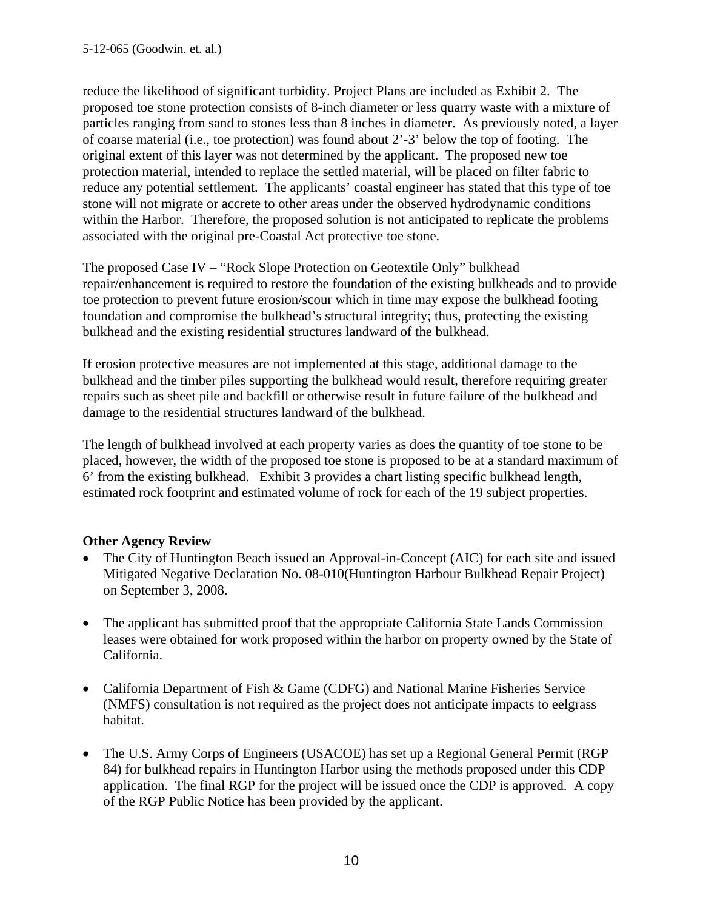reduce the likelihood of significant turbidity. Project Plans are included as Exhibit 2. The proposed toe stone protection consists of 8-inch diameter or less quarry waste with a mixture of particles ranging from sand to stones less than 8 inches in diameter. As previously noted, a layer of coarse material (i.e., toe protection) was found about 2'-3' below the top of footing. The original extent of this layer was not determined by the applicant. The proposed new toe protection material, intended to replace the settled material, will be placed on filter fabric to reduce any potential settlement. The applicants' coastal engineer has stated that this type of toe stone will not migrate or accrete to other areas under the observed hydrodynamic conditions within the Harbor. Therefore, the proposed solution is not anticipated to replicate the problems associated with the original pre-Coastal Act protective toe stone.

The proposed Case IV – "Rock Slope Protection on Geotextile Only" bulkhead repair/enhancement is required to restore the foundation of the existing bulkheads and to provide toe protection to prevent future erosion/scour which in time may expose the bulkhead footing foundation and compromise the bulkhead's structural integrity; thus, protecting the existing bulkhead and the existing residential structures landward of the bulkhead.

If erosion protective measures are not implemented at this stage, additional damage to the bulkhead and the timber piles supporting the bulkhead would result, therefore requiring greater repairs such as sheet pile and backfill or otherwise result in future failure of the bulkhead and damage to the residential structures landward of the bulkhead.

The length of bulkhead involved at each property varies as does the quantity of toe stone to be placed, however, the width of the proposed toe stone is proposed to be at a standard maximum of 6' from the existing bulkhead. Exhibit 3 provides a chart listing specific bulkhead length, estimated rock footprint and estimated volume of rock for each of the 19 subject properties.

**Other Agency Review**

- The City of Huntington Beach issued an Approval-in-Concept (AIC) for each site and issued Mitigated Negative Declaration No. 08-010(Huntington Harbour Bulkhead Repair Project) on September 3, 2008.

- The applicant has submitted proof that the appropriate California State Lands Commission leases were obtained for work proposed within the harbor on property owned by the State of California.

- California Department of Fish & Game (CDFG) and National Marine Fisheries Service (NMFS) consultation is not required as the project does not anticipate impacts to eelgrass habitat.

- The U.S. Army Corps of Engineers (USACOE) has set up a Regional General Permit (RGP 84) for bulkhead repairs in Huntington Harbor using the methods proposed under this CDP application. The final RGP for the project will be issued once the CDP is approved. A copy of the RGP Public Notice has been provided by the applicant.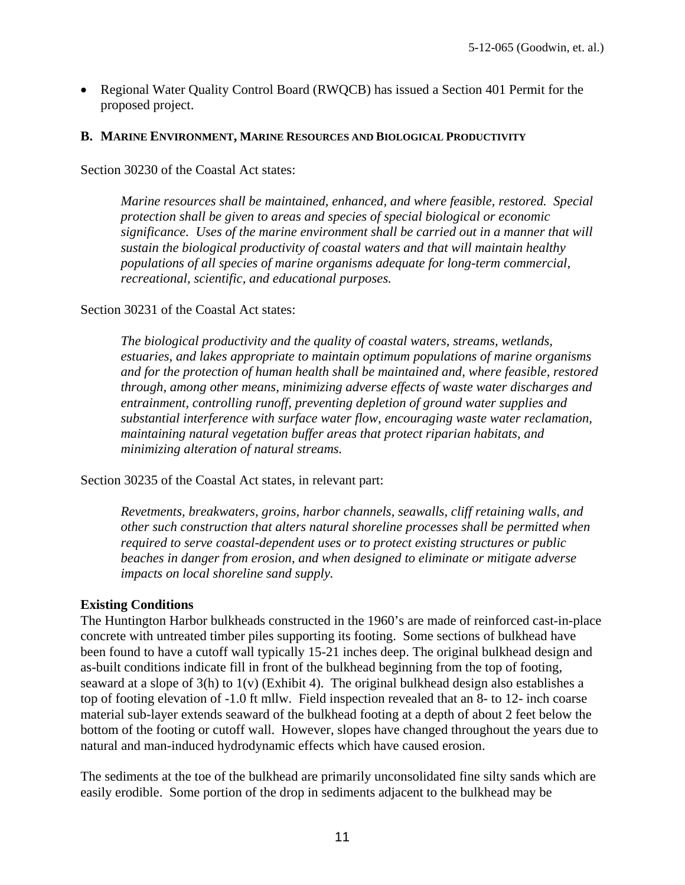- Regional Water Quality Control Board (RWQCB) has issued a Section 401 Permit for the proposed project.

## B. Marine Environment, Marine Resources and Biological Productivity

Section 30230 of the Coastal Act states:

> *Marine resources shall be maintained, enhanced, and where feasible, restored. Special protection shall be given to areas and species of special biological or economic significance. Uses of the marine environment shall be carried out in a manner that will sustain the biological productivity of coastal waters and that will maintain healthy populations of all species of marine organisms adequate for long-term commercial, recreational, scientific, and educational purposes.*

Section 30231 of the Coastal Act states:

> *The biological productivity and the quality of coastal waters, streams, wetlands, estuaries, and lakes appropriate to maintain optimum populations of marine organisms and for the protection of human health shall be maintained and, where feasible, restored through, among other means, minimizing adverse effects of waste water discharges and entrainment, controlling runoff, preventing depletion of ground water supplies and substantial interference with surface water flow, encouraging waste water reclamation, maintaining natural vegetation buffer areas that protect riparian habitats, and minimizing alteration of natural streams.*

Section 30235 of the Coastal Act states, in relevant part:

> *Revetments, breakwaters, groins, harbor channels, seawalls, cliff retaining walls, and other such construction that alters natural shoreline processes shall be permitted when required to serve coastal-dependent uses or to protect existing structures or public beaches in danger from erosion, and when designed to eliminate or mitigate adverse impacts on local shoreline sand supply.*

**Existing Conditions**

The Huntington Harbor bulkheads constructed in the 1960's are made of reinforced cast-in-place concrete with untreated timber piles supporting its footing. Some sections of bulkhead have been found to have a cutoff wall typically 15-21 inches deep. The original bulkhead design and as-built conditions indicate fill in front of the bulkhead beginning from the top of footing, seaward at a slope of 3(h) to 1(v) (Exhibit 4). The original bulkhead design also establishes a top of footing elevation of -1.0 ft mllw. Field inspection revealed that an 8- to 12- inch coarse material sub-layer extends seaward of the bulkhead footing at a depth of about 2 feet below the bottom of the footing or cutoff wall. However, slopes have changed throughout the years due to natural and man-induced hydrodynamic effects which have caused erosion.

The sediments at the toe of the bulkhead are primarily unconsolidated fine silty sands which are easily erodible. Some portion of the drop in sediments adjacent to the bulkhead may be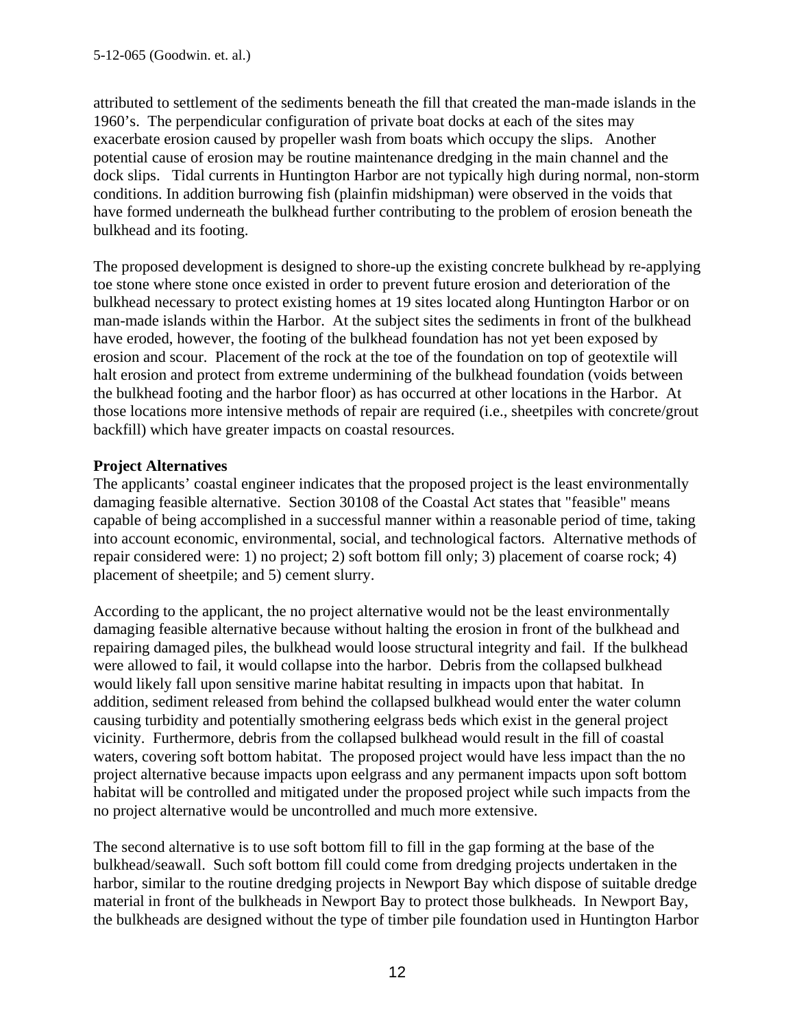attributed to settlement of the sediments beneath the fill that created the man-made islands in the 1960's. The perpendicular configuration of private boat docks at each of the sites may exacerbate erosion caused by propeller wash from boats which occupy the slips. Another potential cause of erosion may be routine maintenance dredging in the main channel and the dock slips. Tidal currents in Huntington Harbor are not typically high during normal, non-storm conditions. In addition burrowing fish (plainfin midshipman) were observed in the voids that have formed underneath the bulkhead further contributing to the problem of erosion beneath the bulkhead and its footing.

The proposed development is designed to shore-up the existing concrete bulkhead by re-applying toe stone where stone once existed in order to prevent future erosion and deterioration of the bulkhead necessary to protect existing homes at 19 sites located along Huntington Harbor or on man-made islands within the Harbor. At the subject sites the sediments in front of the bulkhead have eroded, however, the footing of the bulkhead foundation has not yet been exposed by erosion and scour. Placement of the rock at the toe of the foundation on top of geotextile will halt erosion and protect from extreme undermining of the bulkhead foundation (voids between the bulkhead footing and the harbor floor) as has occurred at other locations in the Harbor. At those locations more intensive methods of repair are required (i.e., sheetpiles with concrete/grout backfill) which have greater impacts on coastal resources.

**Project Alternatives**

The applicants' coastal engineer indicates that the proposed project is the least environmentally damaging feasible alternative. Section 30108 of the Coastal Act states that "feasible" means capable of being accomplished in a successful manner within a reasonable period of time, taking into account economic, environmental, social, and technological factors. Alternative methods of repair considered were: 1) no project; 2) soft bottom fill only; 3) placement of coarse rock; 4) placement of sheetpile; and 5) cement slurry.

According to the applicant, the no project alternative would not be the least environmentally damaging feasible alternative because without halting the erosion in front of the bulkhead and repairing damaged piles, the bulkhead would loose structural integrity and fail. If the bulkhead were allowed to fail, it would collapse into the harbor. Debris from the collapsed bulkhead would likely fall upon sensitive marine habitat resulting in impacts upon that habitat. In addition, sediment released from behind the collapsed bulkhead would enter the water column causing turbidity and potentially smothering eelgrass beds which exist in the general project vicinity. Furthermore, debris from the collapsed bulkhead would result in the fill of coastal waters, covering soft bottom habitat. The proposed project would have less impact than the no project alternative because impacts upon eelgrass and any permanent impacts upon soft bottom habitat will be controlled and mitigated under the proposed project while such impacts from the no project alternative would be uncontrolled and much more extensive.

The second alternative is to use soft bottom fill to fill in the gap forming at the base of the bulkhead/seawall. Such soft bottom fill could come from dredging projects undertaken in the harbor, similar to the routine dredging projects in Newport Bay which dispose of suitable dredge material in front of the bulkheads in Newport Bay to protect those bulkheads. In Newport Bay, the bulkheads are designed without the type of timber pile foundation used in Huntington Harbor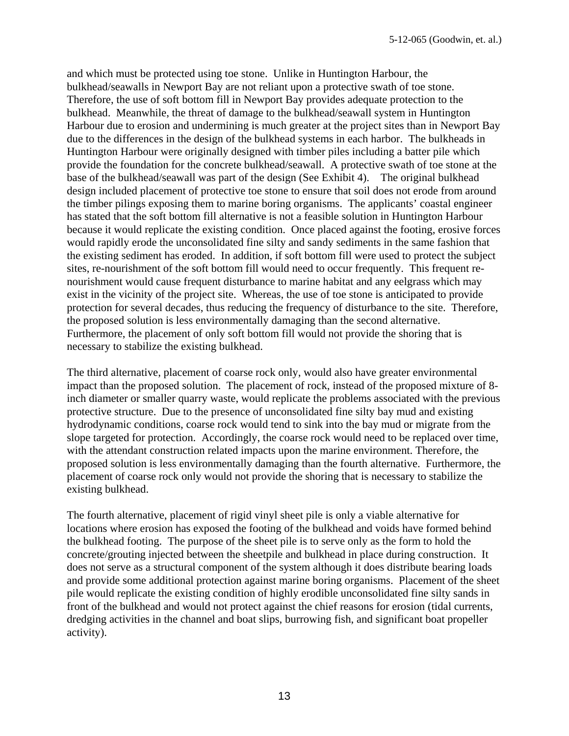and which must be protected using toe stone. Unlike in Huntington Harbour, the bulkhead/seawalls in Newport Bay are not reliant upon a protective swath of toe stone. Therefore, the use of soft bottom fill in Newport Bay provides adequate protection to the bulkhead. Meanwhile, the threat of damage to the bulkhead/seawall system in Huntington Harbour due to erosion and undermining is much greater at the project sites than in Newport Bay due to the differences in the design of the bulkhead systems in each harbor. The bulkheads in Huntington Harbour were originally designed with timber piles including a batter pile which provide the foundation for the concrete bulkhead/seawall. A protective swath of toe stone at the base of the bulkhead/seawall was part of the design (See Exhibit 4). The original bulkhead design included placement of protective toe stone to ensure that soil does not erode from around the timber pilings exposing them to marine boring organisms. The applicants' coastal engineer has stated that the soft bottom fill alternative is not a feasible solution in Huntington Harbour because it would replicate the existing condition. Once placed against the footing, erosive forces would rapidly erode the unconsolidated fine silty and sandy sediments in the same fashion that the existing sediment has eroded. In addition, if soft bottom fill were used to protect the subject sites, re-nourishment of the soft bottom fill would need to occur frequently. This frequent re-nourishment would cause frequent disturbance to marine habitat and any eelgrass which may exist in the vicinity of the project site. Whereas, the use of toe stone is anticipated to provide protection for several decades, thus reducing the frequency of disturbance to the site. Therefore, the proposed solution is less environmentally damaging than the second alternative. Furthermore, the placement of only soft bottom fill would not provide the shoring that is necessary to stabilize the existing bulkhead.

The third alternative, placement of coarse rock only, would also have greater environmental impact than the proposed solution. The placement of rock, instead of the proposed mixture of 8-inch diameter or smaller quarry waste, would replicate the problems associated with the previous protective structure. Due to the presence of unconsolidated fine silty bay mud and existing hydrodynamic conditions, coarse rock would tend to sink into the bay mud or migrate from the slope targeted for protection. Accordingly, the coarse rock would need to be replaced over time, with the attendant construction related impacts upon the marine environment. Therefore, the proposed solution is less environmentally damaging than the fourth alternative. Furthermore, the placement of coarse rock only would not provide the shoring that is necessary to stabilize the existing bulkhead.

The fourth alternative, placement of rigid vinyl sheet pile is only a viable alternative for locations where erosion has exposed the footing of the bulkhead and voids have formed behind the bulkhead footing. The purpose of the sheet pile is to serve only as the form to hold the concrete/grouting injected between the sheetpile and bulkhead in place during construction. It does not serve as a structural component of the system although it does distribute bearing loads and provide some additional protection against marine boring organisms. Placement of the sheet pile would replicate the existing condition of highly erodible unconsolidated fine silty sands in front of the bulkhead and would not protect against the chief reasons for erosion (tidal currents, dredging activities in the channel and boat slips, burrowing fish, and significant boat propeller activity).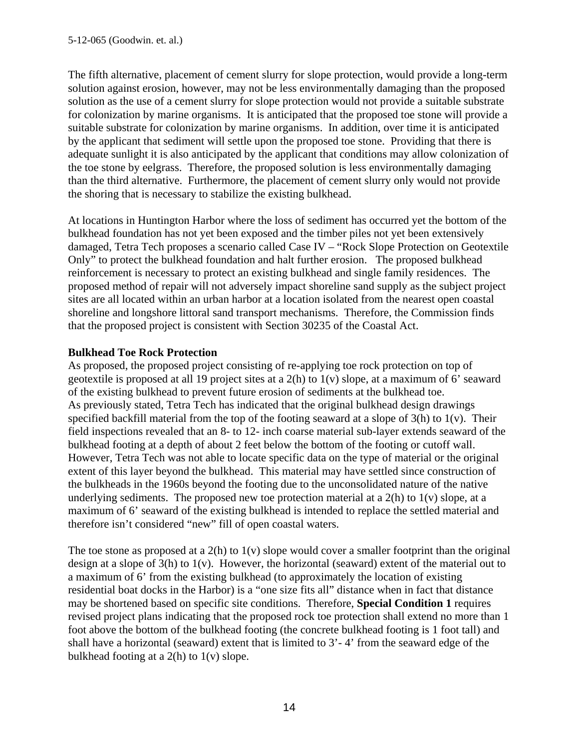The fifth alternative, placement of cement slurry for slope protection, would provide a long-term solution against erosion, however, may not be less environmentally damaging than the proposed solution as the use of a cement slurry for slope protection would not provide a suitable substrate for colonization by marine organisms. It is anticipated that the proposed toe stone will provide a suitable substrate for colonization by marine organisms. In addition, over time it is anticipated by the applicant that sediment will settle upon the proposed toe stone. Providing that there is adequate sunlight it is also anticipated by the applicant that conditions may allow colonization of the toe stone by eelgrass. Therefore, the proposed solution is less environmentally damaging than the third alternative. Furthermore, the placement of cement slurry only would not provide the shoring that is necessary to stabilize the existing bulkhead.

At locations in Huntington Harbor where the loss of sediment has occurred yet the bottom of the bulkhead foundation has not yet been exposed and the timber piles not yet been extensively damaged, Tetra Tech proposes a scenario called Case IV – "Rock Slope Protection on Geotextile Only" to protect the bulkhead foundation and halt further erosion. The proposed bulkhead reinforcement is necessary to protect an existing bulkhead and single family residences. The proposed method of repair will not adversely impact shoreline sand supply as the subject project sites are all located within an urban harbor at a location isolated from the nearest open coastal shoreline and longshore littoral sand transport mechanisms. Therefore, the Commission finds that the proposed project is consistent with Section 30235 of the Coastal Act.

**Bulkhead Toe Rock Protection**

As proposed, the proposed project consisting of re-applying toe rock protection on top of geotextile is proposed at all 19 project sites at a 2(h) to 1(v) slope, at a maximum of 6' seaward of the existing bulkhead to prevent future erosion of sediments at the bulkhead toe.
As previously stated, Tetra Tech has indicated that the original bulkhead design drawings specified backfill material from the top of the footing seaward at a slope of 3(h) to 1(v). Their field inspections revealed that an 8- to 12- inch coarse material sub-layer extends seaward of the bulkhead footing at a depth of about 2 feet below the bottom of the footing or cutoff wall. However, Tetra Tech was not able to locate specific data on the type of material or the original extent of this layer beyond the bulkhead. This material may have settled since construction of the bulkheads in the 1960s beyond the footing due to the unconsolidated nature of the native underlying sediments. The proposed new toe protection material at a 2(h) to 1(v) slope, at a maximum of 6' seaward of the existing bulkhead is intended to replace the settled material and therefore isn't considered "new" fill of open coastal waters.

The toe stone as proposed at a 2(h) to 1(v) slope would cover a smaller footprint than the original design at a slope of 3(h) to 1(v). However, the horizontal (seaward) extent of the material out to a maximum of 6' from the existing bulkhead (to approximately the location of existing residential boat docks in the Harbor) is a "one size fits all" distance when in fact that distance may be shortened based on specific site conditions. Therefore, **Special Condition 1** requires revised project plans indicating that the proposed rock toe protection shall extend no more than 1 foot above the bottom of the bulkhead footing (the concrete bulkhead footing is 1 foot tall) and shall have a horizontal (seaward) extent that is limited to 3'- 4' from the seaward edge of the bulkhead footing at a 2(h) to 1(v) slope.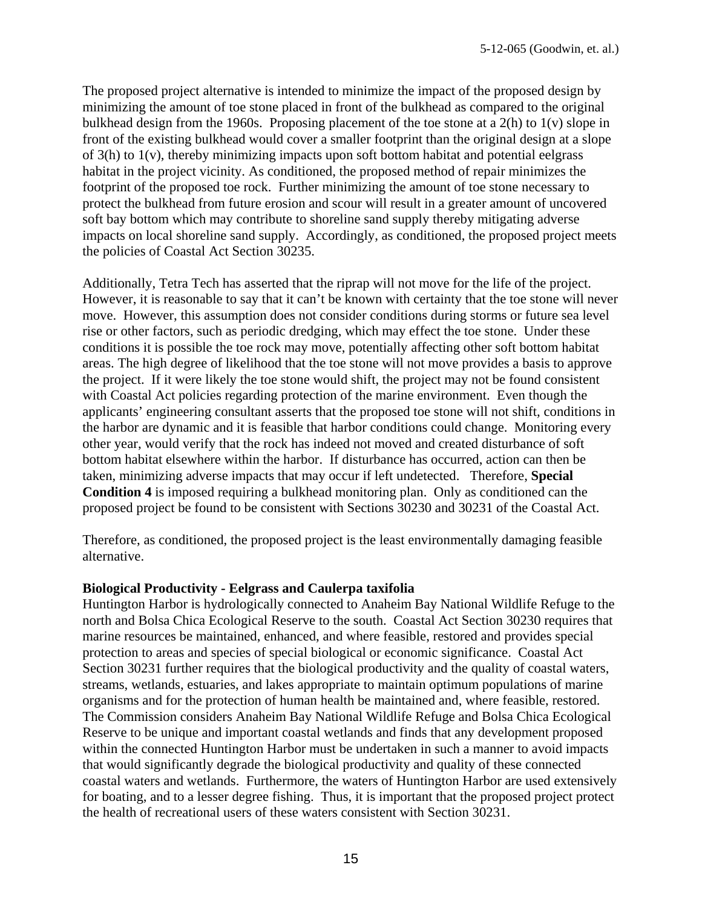The proposed project alternative is intended to minimize the impact of the proposed design by minimizing the amount of toe stone placed in front of the bulkhead as compared to the original bulkhead design from the 1960s. Proposing placement of the toe stone at a 2(h) to 1(v) slope in front of the existing bulkhead would cover a smaller footprint than the original design at a slope of 3(h) to 1(v), thereby minimizing impacts upon soft bottom habitat and potential eelgrass habitat in the project vicinity. As conditioned, the proposed method of repair minimizes the footprint of the proposed toe rock. Further minimizing the amount of toe stone necessary to protect the bulkhead from future erosion and scour will result in a greater amount of uncovered soft bay bottom which may contribute to shoreline sand supply thereby mitigating adverse impacts on local shoreline sand supply. Accordingly, as conditioned, the proposed project meets the policies of Coastal Act Section 30235.

Additionally, Tetra Tech has asserted that the riprap will not move for the life of the project. However, it is reasonable to say that it can't be known with certainty that the toe stone will never move. However, this assumption does not consider conditions during storms or future sea level rise or other factors, such as periodic dredging, which may effect the toe stone. Under these conditions it is possible the toe rock may move, potentially affecting other soft bottom habitat areas. The high degree of likelihood that the toe stone will not move provides a basis to approve the project. If it were likely the toe stone would shift, the project may not be found consistent with Coastal Act policies regarding protection of the marine environment. Even though the applicants' engineering consultant asserts that the proposed toe stone will not shift, conditions in the harbor are dynamic and it is feasible that harbor conditions could change. Monitoring every other year, would verify that the rock has indeed not moved and created disturbance of soft bottom habitat elsewhere within the harbor. If disturbance has occurred, action can then be taken, minimizing adverse impacts that may occur if left undetected. Therefore, **Special Condition 4** is imposed requiring a bulkhead monitoring plan. Only as conditioned can the proposed project be found to be consistent with Sections 30230 and 30231 of the Coastal Act.

Therefore, as conditioned, the proposed project is the least environmentally damaging feasible alternative.

**Biological Productivity - Eelgrass and Caulerpa taxifolia**

Huntington Harbor is hydrologically connected to Anaheim Bay National Wildlife Refuge to the north and Bolsa Chica Ecological Reserve to the south. Coastal Act Section 30230 requires that marine resources be maintained, enhanced, and where feasible, restored and provides special protection to areas and species of special biological or economic significance. Coastal Act Section 30231 further requires that the biological productivity and the quality of coastal waters, streams, wetlands, estuaries, and lakes appropriate to maintain optimum populations of marine organisms and for the protection of human health be maintained and, where feasible, restored. The Commission considers Anaheim Bay National Wildlife Refuge and Bolsa Chica Ecological Reserve to be unique and important coastal wetlands and finds that any development proposed within the connected Huntington Harbor must be undertaken in such a manner to avoid impacts that would significantly degrade the biological productivity and quality of these connected coastal waters and wetlands. Furthermore, the waters of Huntington Harbor are used extensively for boating, and to a lesser degree fishing. Thus, it is important that the proposed project protect the health of recreational users of these waters consistent with Section 30231.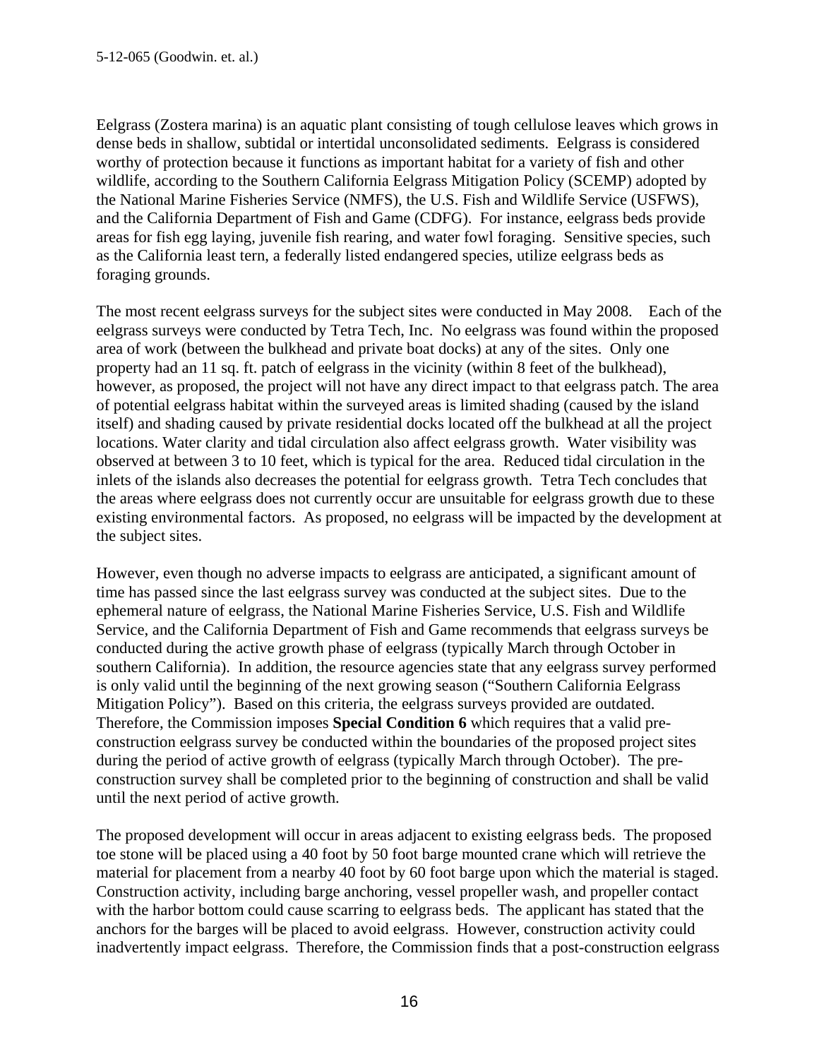Eelgrass (Zostera marina) is an aquatic plant consisting of tough cellulose leaves which grows in dense beds in shallow, subtidal or intertidal unconsolidated sediments. Eelgrass is considered worthy of protection because it functions as important habitat for a variety of fish and other wildlife, according to the Southern California Eelgrass Mitigation Policy (SCEMP) adopted by the National Marine Fisheries Service (NMFS), the U.S. Fish and Wildlife Service (USFWS), and the California Department of Fish and Game (CDFG). For instance, eelgrass beds provide areas for fish egg laying, juvenile fish rearing, and water fowl foraging. Sensitive species, such as the California least tern, a federally listed endangered species, utilize eelgrass beds as foraging grounds.

The most recent eelgrass surveys for the subject sites were conducted in May 2008. Each of the eelgrass surveys were conducted by Tetra Tech, Inc. No eelgrass was found within the proposed area of work (between the bulkhead and private boat docks) at any of the sites. Only one property had an 11 sq. ft. patch of eelgrass in the vicinity (within 8 feet of the bulkhead), however, as proposed, the project will not have any direct impact to that eelgrass patch. The area of potential eelgrass habitat within the surveyed areas is limited shading (caused by the island itself) and shading caused by private residential docks located off the bulkhead at all the project locations. Water clarity and tidal circulation also affect eelgrass growth. Water visibility was observed at between 3 to 10 feet, which is typical for the area. Reduced tidal circulation in the inlets of the islands also decreases the potential for eelgrass growth. Tetra Tech concludes that the areas where eelgrass does not currently occur are unsuitable for eelgrass growth due to these existing environmental factors. As proposed, no eelgrass will be impacted by the development at the subject sites.

However, even though no adverse impacts to eelgrass are anticipated, a significant amount of time has passed since the last eelgrass survey was conducted at the subject sites. Due to the ephemeral nature of eelgrass, the National Marine Fisheries Service, U.S. Fish and Wildlife Service, and the California Department of Fish and Game recommends that eelgrass surveys be conducted during the active growth phase of eelgrass (typically March through October in southern California). In addition, the resource agencies state that any eelgrass survey performed is only valid until the beginning of the next growing season ("Southern California Eelgrass Mitigation Policy"). Based on this criteria, the eelgrass surveys provided are outdated. Therefore, the Commission imposes **Special Condition 6** which requires that a valid pre-construction eelgrass survey be conducted within the boundaries of the proposed project sites during the period of active growth of eelgrass (typically March through October). The pre-construction survey shall be completed prior to the beginning of construction and shall be valid until the next period of active growth.

The proposed development will occur in areas adjacent to existing eelgrass beds. The proposed toe stone will be placed using a 40 foot by 50 foot barge mounted crane which will retrieve the material for placement from a nearby 40 foot by 60 foot barge upon which the material is staged. Construction activity, including barge anchoring, vessel propeller wash, and propeller contact with the harbor bottom could cause scarring to eelgrass beds. The applicant has stated that the anchors for the barges will be placed to avoid eelgrass. However, construction activity could inadvertently impact eelgrass. Therefore, the Commission finds that a post-construction eelgrass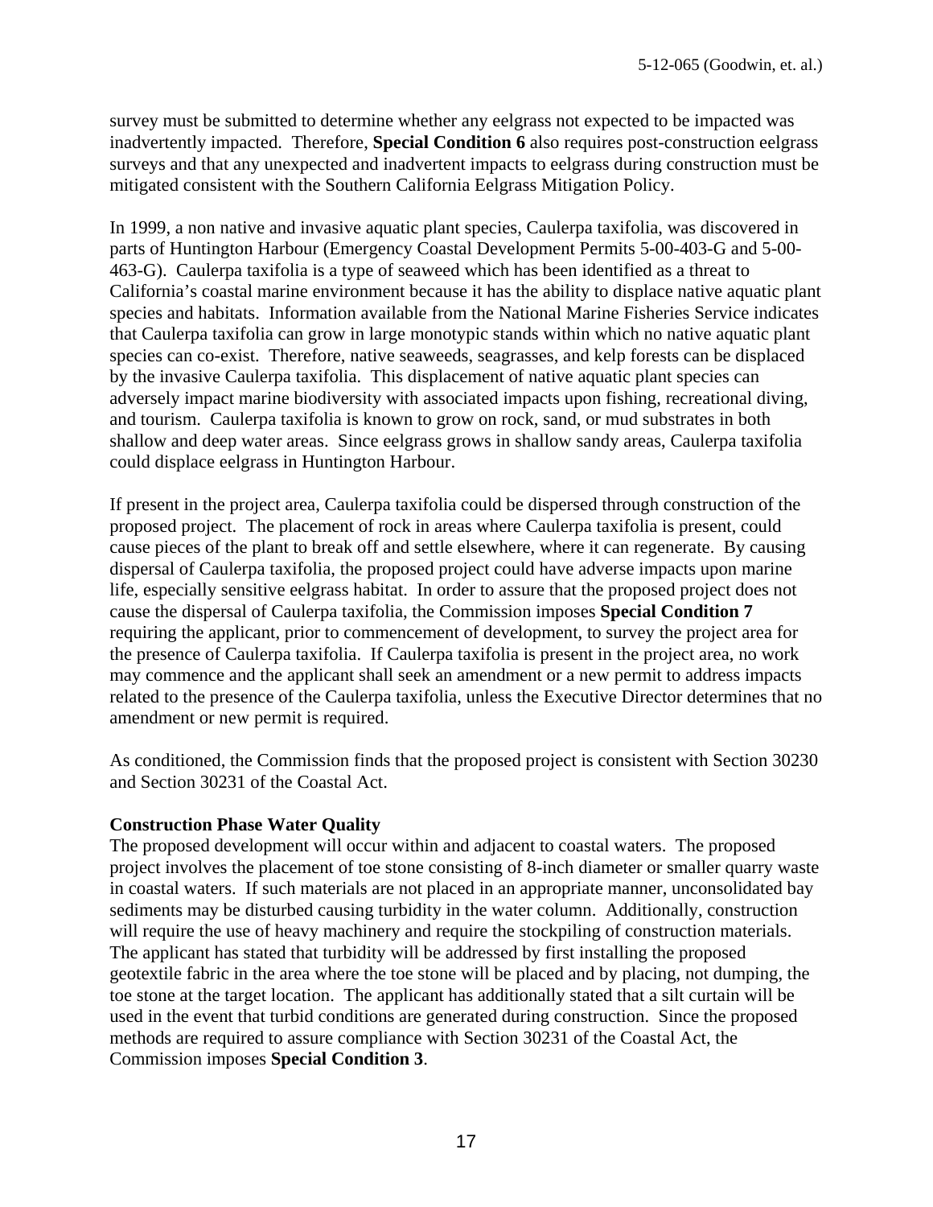survey must be submitted to determine whether any eelgrass not expected to be impacted was inadvertently impacted. Therefore, **Special Condition 6** also requires post-construction eelgrass surveys and that any unexpected and inadvertent impacts to eelgrass during construction must be mitigated consistent with the Southern California Eelgrass Mitigation Policy.

In 1999, a non native and invasive aquatic plant species, Caulerpa taxifolia, was discovered in parts of Huntington Harbour (Emergency Coastal Development Permits 5-00-403-G and 5-00-463-G). Caulerpa taxifolia is a type of seaweed which has been identified as a threat to California's coastal marine environment because it has the ability to displace native aquatic plant species and habitats. Information available from the National Marine Fisheries Service indicates that Caulerpa taxifolia can grow in large monotypic stands within which no native aquatic plant species can co-exist. Therefore, native seaweeds, seagrasses, and kelp forests can be displaced by the invasive Caulerpa taxifolia. This displacement of native aquatic plant species can adversely impact marine biodiversity with associated impacts upon fishing, recreational diving, and tourism. Caulerpa taxifolia is known to grow on rock, sand, or mud substrates in both shallow and deep water areas. Since eelgrass grows in shallow sandy areas, Caulerpa taxifolia could displace eelgrass in Huntington Harbour.

If present in the project area, Caulerpa taxifolia could be dispersed through construction of the proposed project. The placement of rock in areas where Caulerpa taxifolia is present, could cause pieces of the plant to break off and settle elsewhere, where it can regenerate. By causing dispersal of Caulerpa taxifolia, the proposed project could have adverse impacts upon marine life, especially sensitive eelgrass habitat. In order to assure that the proposed project does not cause the dispersal of Caulerpa taxifolia, the Commission imposes **Special Condition 7** requiring the applicant, prior to commencement of development, to survey the project area for the presence of Caulerpa taxifolia. If Caulerpa taxifolia is present in the project area, no work may commence and the applicant shall seek an amendment or a new permit to address impacts related to the presence of the Caulerpa taxifolia, unless the Executive Director determines that no amendment or new permit is required.

As conditioned, the Commission finds that the proposed project is consistent with Section 30230 and Section 30231 of the Coastal Act.

**Construction Phase Water Quality**

The proposed development will occur within and adjacent to coastal waters. The proposed project involves the placement of toe stone consisting of 8-inch diameter or smaller quarry waste in coastal waters. If such materials are not placed in an appropriate manner, unconsolidated bay sediments may be disturbed causing turbidity in the water column. Additionally, construction will require the use of heavy machinery and require the stockpiling of construction materials. The applicant has stated that turbidity will be addressed by first installing the proposed geotextile fabric in the area where the toe stone will be placed and by placing, not dumping, the toe stone at the target location. The applicant has additionally stated that a silt curtain will be used in the event that turbid conditions are generated during construction. Since the proposed methods are required to assure compliance with Section 30231 of the Coastal Act, the Commission imposes **Special Condition 3**.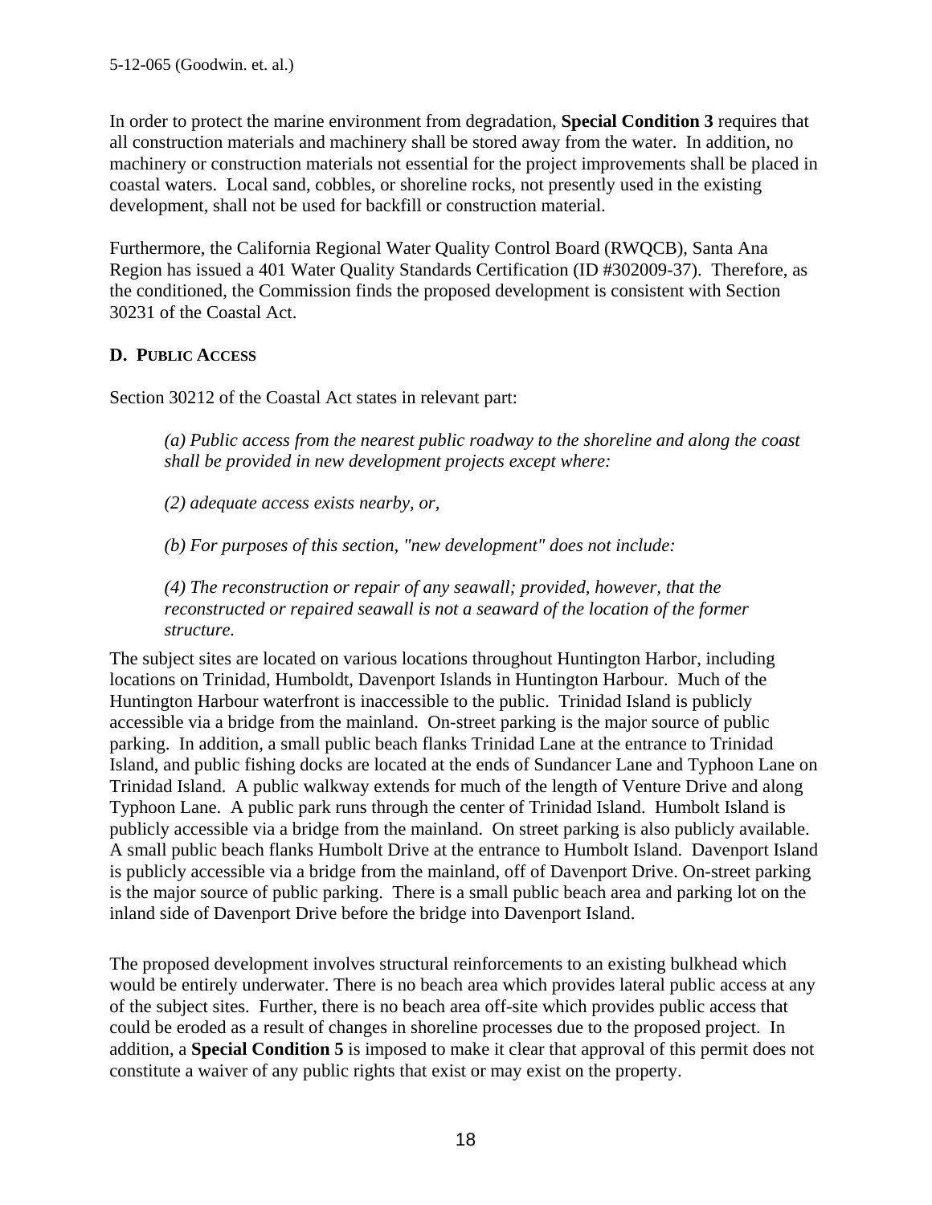In order to protect the marine environment from degradation, **Special Condition 3** requires that all construction materials and machinery shall be stored away from the water. In addition, no machinery or construction materials not essential for the project improvements shall be placed in coastal waters. Local sand, cobbles, or shoreline rocks, not presently used in the existing development, shall not be used for backfill or construction material.

Furthermore, the California Regional Water Quality Control Board (RWQCB), Santa Ana Region has issued a 401 Water Quality Standards Certification (ID #302009-37). Therefore, as the conditioned, the Commission finds the proposed development is consistent with Section 30231 of the Coastal Act.

### D. PUBLIC ACCESS

Section 30212 of the Coastal Act states in relevant part:

> *(a) Public access from the nearest public roadway to the shoreline and along the coast shall be provided in new development projects except where:*
>
> *(2) adequate access exists nearby, or,*
>
> *(b) For purposes of this section, "new development" does not include:*
>
> *(4) The reconstruction or repair of any seawall; provided, however, that the reconstructed or repaired seawall is not a seaward of the location of the former structure.*

The subject sites are located on various locations throughout Huntington Harbor, including locations on Trinidad, Humboldt, Davenport Islands in Huntington Harbour. Much of the Huntington Harbour waterfront is inaccessible to the public. Trinidad Island is publicly accessible via a bridge from the mainland. On-street parking is the major source of public parking. In addition, a small public beach flanks Trinidad Lane at the entrance to Trinidad Island, and public fishing docks are located at the ends of Sundancer Lane and Typhoon Lane on Trinidad Island. A public walkway extends for much of the length of Venture Drive and along Typhoon Lane. A public park runs through the center of Trinidad Island. Humbolt Island is publicly accessible via a bridge from the mainland. On street parking is also publicly available. A small public beach flanks Humbolt Drive at the entrance to Humbolt Island. Davenport Island is publicly accessible via a bridge from the mainland, off of Davenport Drive. On-street parking is the major source of public parking. There is a small public beach area and parking lot on the inland side of Davenport Drive before the bridge into Davenport Island.

The proposed development involves structural reinforcements to an existing bulkhead which would be entirely underwater. There is no beach area which provides lateral public access at any of the subject sites. Further, there is no beach area off-site which provides public access that could be eroded as a result of changes in shoreline processes due to the proposed project. In addition, a **Special Condition 5** is imposed to make it clear that approval of this permit does not constitute a waiver of any public rights that exist or may exist on the property.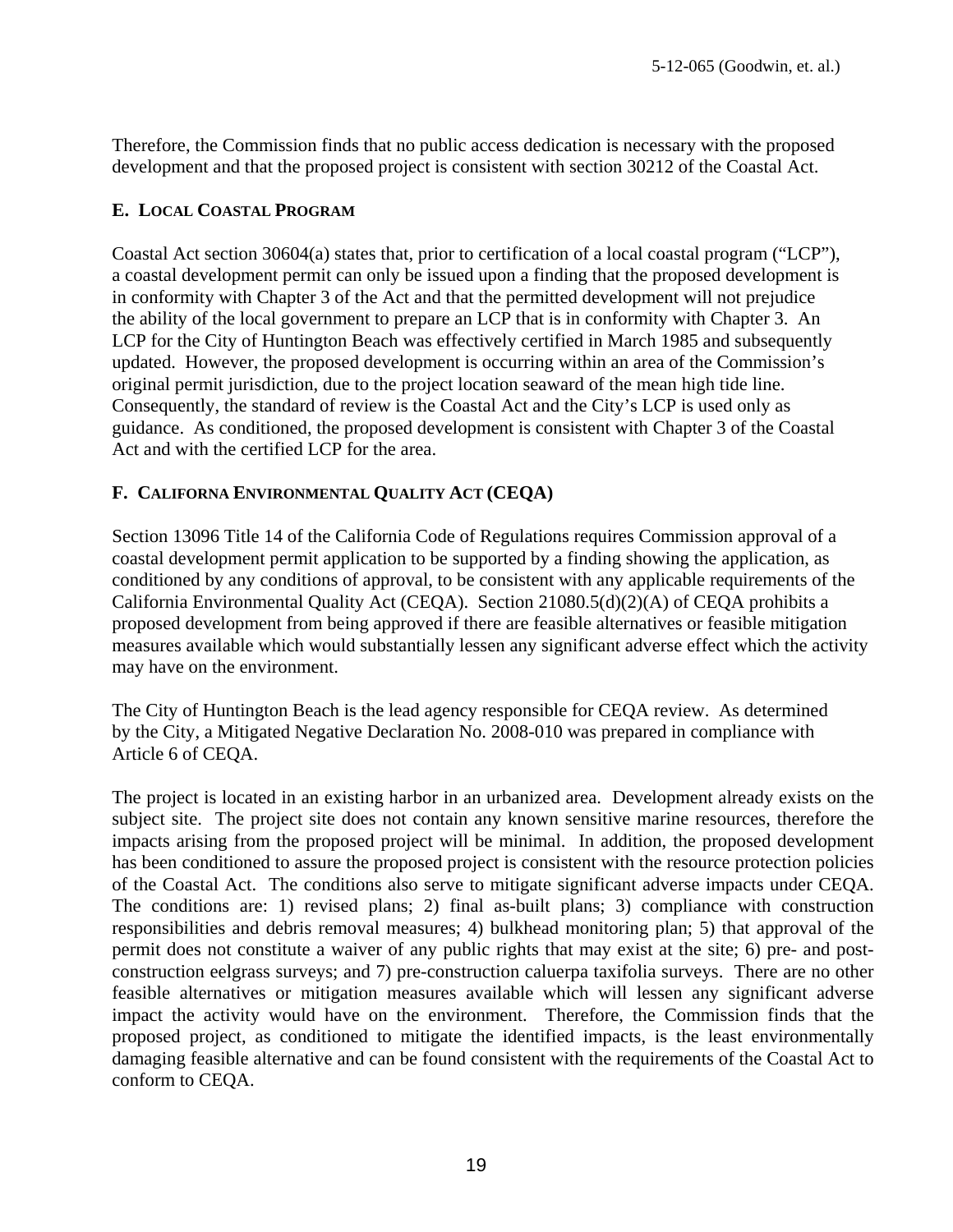Therefore, the Commission finds that no public access dedication is necessary with the proposed development and that the proposed project is consistent with section 30212 of the Coastal Act.

### E. LOCAL COASTAL PROGRAM

Coastal Act section 30604(a) states that, prior to certification of a local coastal program ("LCP"), a coastal development permit can only be issued upon a finding that the proposed development is in conformity with Chapter 3 of the Act and that the permitted development will not prejudice the ability of the local government to prepare an LCP that is in conformity with Chapter 3. An LCP for the City of Huntington Beach was effectively certified in March 1985 and subsequently updated. However, the proposed development is occurring within an area of the Commission's original permit jurisdiction, due to the project location seaward of the mean high tide line. Consequently, the standard of review is the Coastal Act and the City's LCP is used only as guidance. As conditioned, the proposed development is consistent with Chapter 3 of the Coastal Act and with the certified LCP for the area.

### F. CALIFORNA ENVIRONMENTAL QUALITY ACT (CEQA)

Section 13096 Title 14 of the California Code of Regulations requires Commission approval of a coastal development permit application to be supported by a finding showing the application, as conditioned by any conditions of approval, to be consistent with any applicable requirements of the California Environmental Quality Act (CEQA). Section 21080.5(d)(2)(A) of CEQA prohibits a proposed development from being approved if there are feasible alternatives or feasible mitigation measures available which would substantially lessen any significant adverse effect which the activity may have on the environment.

The City of Huntington Beach is the lead agency responsible for CEQA review. As determined by the City, a Mitigated Negative Declaration No. 2008-010 was prepared in compliance with Article 6 of CEQA.

The project is located in an existing harbor in an urbanized area. Development already exists on the subject site. The project site does not contain any known sensitive marine resources, therefore the impacts arising from the proposed project will be minimal. In addition, the proposed development has been conditioned to assure the proposed project is consistent with the resource protection policies of the Coastal Act. The conditions also serve to mitigate significant adverse impacts under CEQA. The conditions are: 1) revised plans; 2) final as-built plans; 3) compliance with construction responsibilities and debris removal measures; 4) bulkhead monitoring plan; 5) that approval of the permit does not constitute a waiver of any public rights that may exist at the site; 6) pre- and post-construction eelgrass surveys; and 7) pre-construction caluerpa taxifolia surveys. There are no other feasible alternatives or mitigation measures available which will lessen any significant adverse impact the activity would have on the environment. Therefore, the Commission finds that the proposed project, as conditioned to mitigate the identified impacts, is the least environmentally damaging feasible alternative and can be found consistent with the requirements of the Coastal Act to conform to CEQA.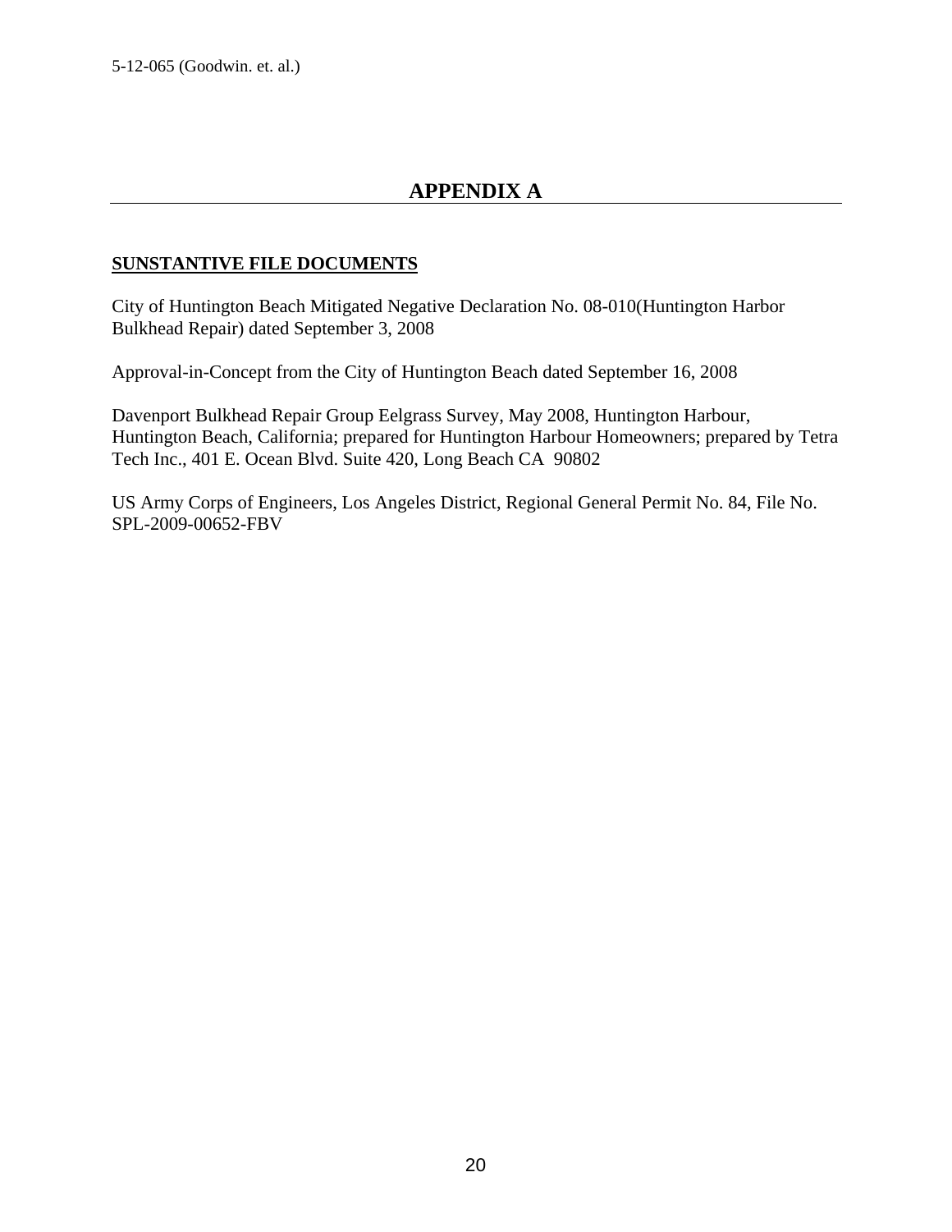# APPENDIX A

**SUNSTANTIVE FILE DOCUMENTS**

City of Huntington Beach Mitigated Negative Declaration No. 08-010(Huntington Harbor Bulkhead Repair) dated September 3, 2008

Approval-in-Concept from the City of Huntington Beach dated September 16, 2008

Davenport Bulkhead Repair Group Eelgrass Survey, May 2008, Huntington Harbour, Huntington Beach, California; prepared for Huntington Harbour Homeowners; prepared by Tetra Tech Inc., 401 E. Ocean Blvd. Suite 420, Long Beach CA 90802

US Army Corps of Engineers, Los Angeles District, Regional General Permit No. 84, File No. SPL-2009-00652-FBV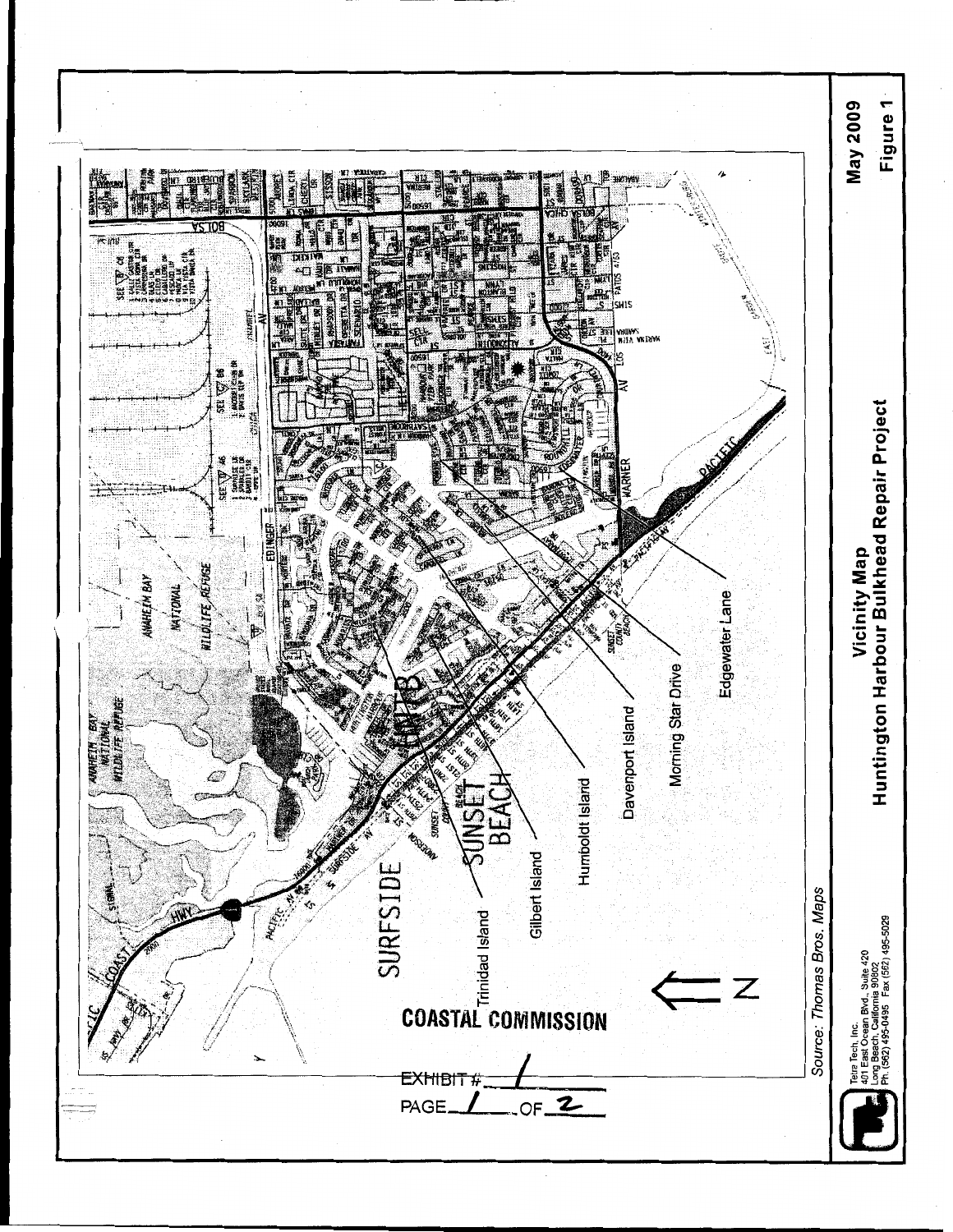Trinidad Island

Gilbert Island

Humboldt Island

Davenport Island

Morning Star Drive

Edgewater Lane

SURFSIDE

SUNSET BEACH

COASTAL COMMISSION

EXHIBIT # 1

PAGE 1 OF 2

Source: Thomas Bros. Maps

Tetra Tech, Inc.
401 East Ocean Blvd., Suite 420
Long Beach, California 90802
Ph: (562) 495-0495 Fax (562) 495-5029

**Vicinity Map**
**Huntington Harbour Bulkhead Repair Project**

**May 2009**

**Figure 1**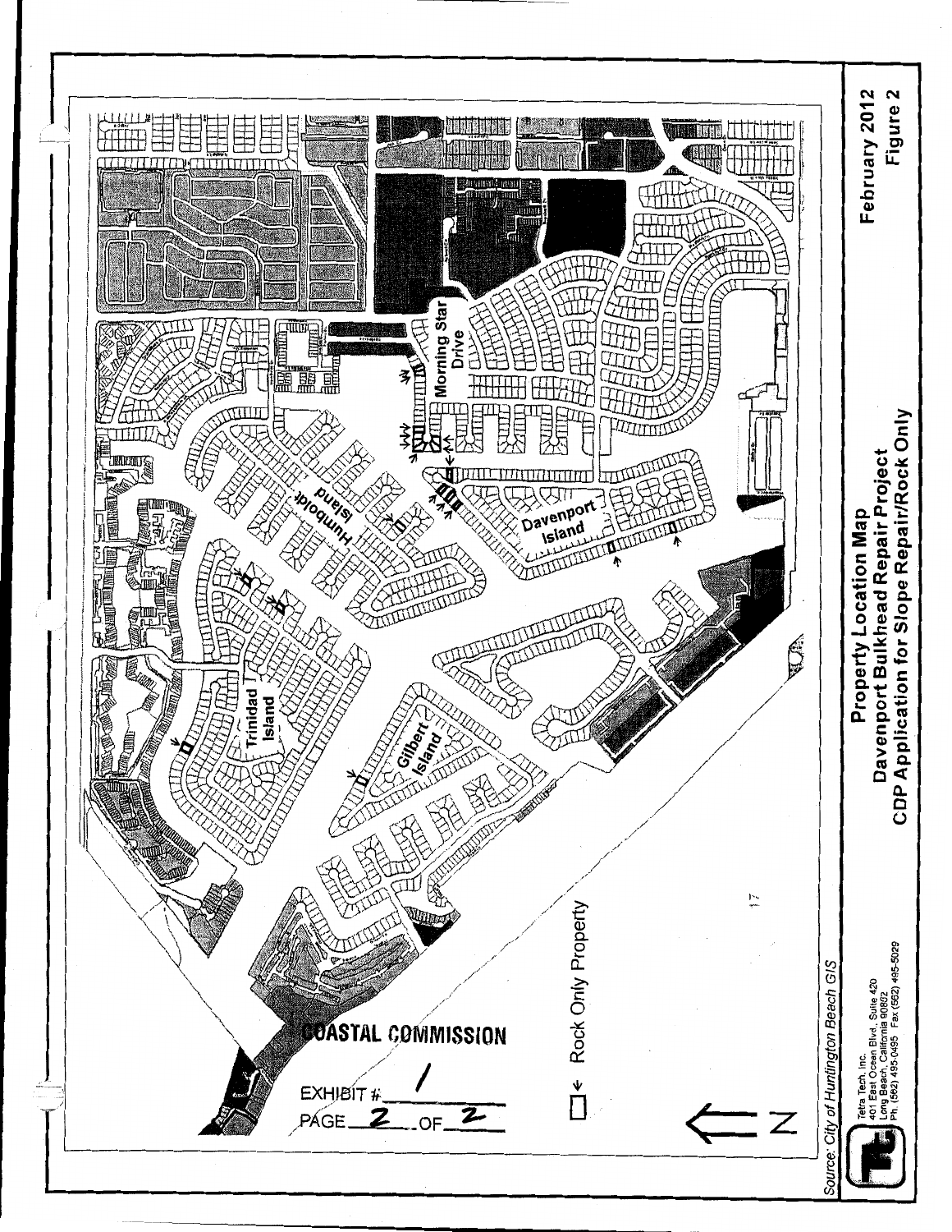Humboldt Island

Morning Star Drive

Davenport Island

Trinidad Island

Gilbert Island

COASTAL COMMISSION

EXHIBIT # 1

PAGE 2 OF 2

□← Rock Only Property

N

Source: City of Huntington Beach GIS

Tetra Tech, Inc.
401 East Ocean Blvd., Suite 420
Long Beach, California 90802
Ph. (562) 495-0495 Fax (562) 495-5029

**Property Location Map**
**Davenport Bulkhead Repair Project**
**CDP Application for Slope Repair/Rock Only**

February 2012

Figure 2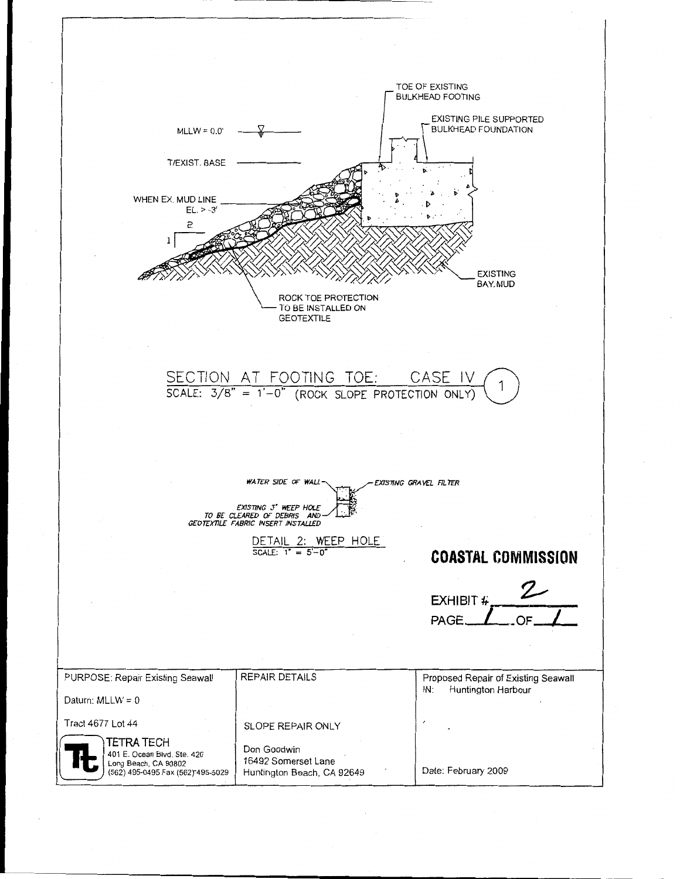TOE OF EXISTING BULKHEAD FOOTING

EXISTING PILE SUPPORTED BULKHEAD FOUNDATION

MLLW = 0.0'

T/EXIST. BASE

WHEN EX. MUD LINE EL. > -3'

2

1

EXISTING BAY MUD

ROCK TOE PROTECTION TO BE INSTALLED ON GEOTEXTILE

SECTION AT FOOTING TOE: CASE IV (1)

SCALE: 3/8" = 1'-0" (ROCK SLOPE PROTECTION ONLY)

WATER SIDE OF WALL

EXISTING GRAVEL FILTER

EXISTING 3" WEEP HOLE TO BE CLEARED OF DEBRIS AND GEOTEXTILE FABRIC INSERT INSTALLED

DETAIL 2: WEEP HOLE

SCALE: 1" = 5'-0"

**COASTAL COMMISSION**

EXHIBIT # 2

PAGE 1 OF 1

| PURPOSE: Repair Existing Seawall | REPAIR DETAILS | Proposed Repair of Existing Seawall |
|---|---|---|
| Datum: MLLW = 0 | | IN: Huntington Harbour |
| Tract 4677 Lot 44 | SLOPE REPAIR ONLY | |
| TETRA TECH<br>401 E. Ocean Blvd. Ste. 420<br>Long Beach, CA 90802<br>(562) 495-0495 Fax (562) 495-5029 | Don Goodwin<br>16492 Somerset Lane<br>Huntington Beach, CA 92649 | Date: February 2009 |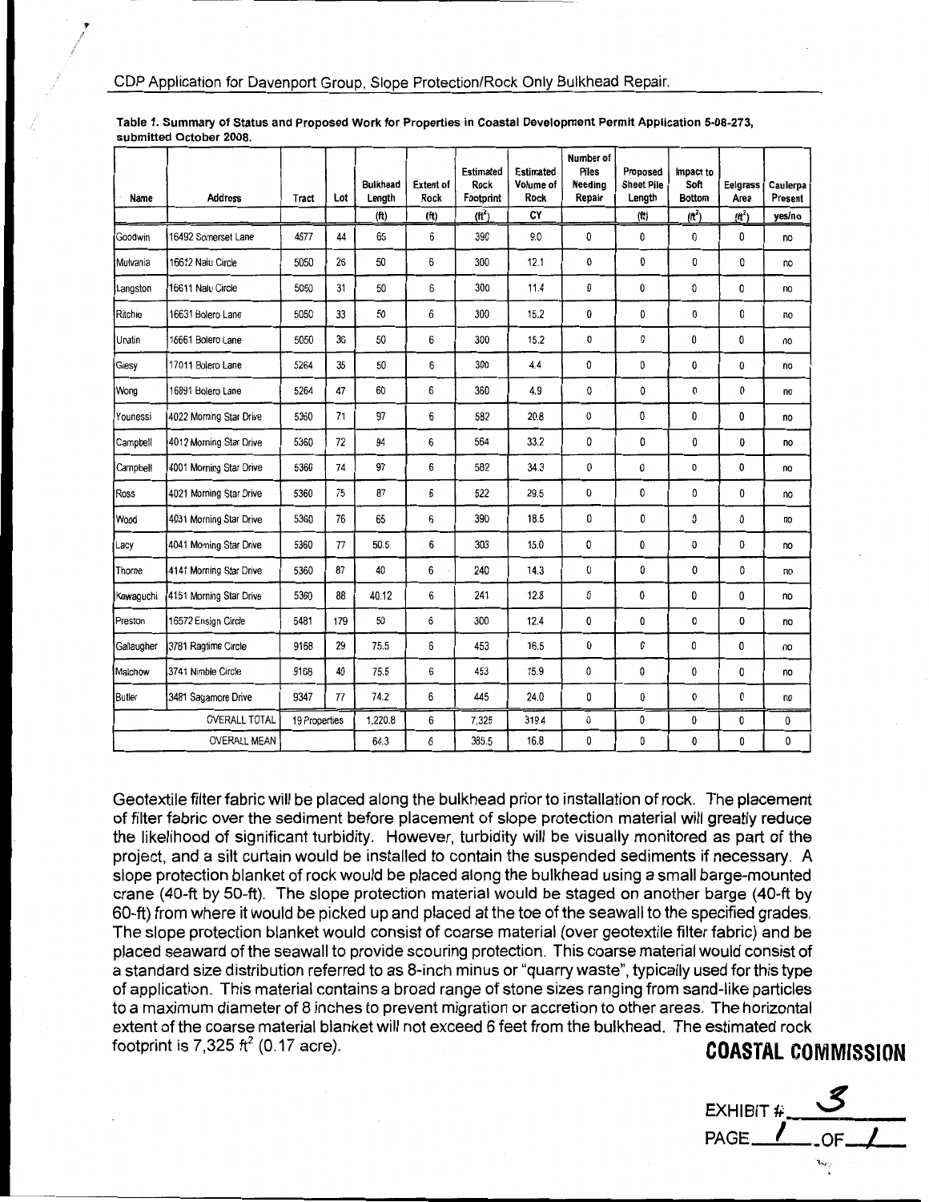CDP Application for Davenport Group, Slope Protection/Rock Only Bulkhead Repair.

**Table 1. Summary of Status and Proposed Work for Properties in Coastal Development Permit Application 5-08-273, submitted October 2008.**

| Name | Address | Tract | Lot | Bulkhead Length | Extent of Rock | Estimated Rock Footprint | Estimated Volume of Rock | Number of Piles Needing Repair | Proposed Sheet Pile Length | Impact to Soft Bottom | Eelgrass Area | Caulerpa Present |
|---|---|---|---|---|---|---|---|---|---|---|---|---|
| | | | | (ft) | (ft) | ($ft^2$) | CY | | (ft) | ($ft^2$) | ($ft^2$) | yes/no |
| Goodwin | 16492 Somerset Lane | 4577 | 44 | 65 | 6 | 390 | 9.0 | 0 | 0 | 0 | 0 | no |
| Mulvania | 16612 Nalu Circle | 5050 | 26 | 50 | 6 | 300 | 12.1 | 0 | 0 | 0 | 0 | no |
| Langston | 16611 Nalu Circle | 5050 | 31 | 50 | 6 | 300 | 11.4 | 0 | 0 | 0 | 0 | no |
| Ritchie | 16631 Bolero Lane | 5050 | 33 | 50 | 6 | 300 | 15.2 | 0 | 0 | 0 | 0 | no |
| Unatin | 16661 Bolero Lane | 5050 | 36 | 50 | 6 | 300 | 15.2 | 0 | 0 | 0 | 0 | no |
| Giesy | 17011 Bolero Lane | 5264 | 35 | 50 | 6 | 300 | 4.4 | 0 | 0 | 0 | 0 | no |
| Wong | 16891 Bolero Lane | 5264 | 47 | 60 | 6 | 360 | 4.9 | 0 | 0 | 0 | 0 | no |
| Younessi | 4022 Morning Star Drive | 5360 | 71 | 97 | 6 | 582 | 20.8 | 0 | 0 | 0 | 0 | no |
| Campbell | 4012 Morning Star Drive | 5360 | 72 | 94 | 6 | 564 | 33.2 | 0 | 0 | 0 | 0 | no |
| Campbell | 4001 Morning Star Drive | 5360 | 74 | 97 | 6 | 582 | 34.3 | 0 | 0 | 0 | 0 | no |
| Ross | 4021 Morning Star Drive | 5360 | 75 | 87 | 6 | 522 | 29.5 | 0 | 0 | 0 | 0 | no |
| Wood | 4031 Morning Star Drive | 5360 | 76 | 65 | 6 | 390 | 18.5 | 0 | 0 | 0 | 0 | no |
| Lacy | 4041 Morning Star Drive | 5360 | 77 | 50.5 | 6 | 303 | 15.0 | 0 | 0 | 0 | 0 | no |
| Thorne | 4141 Morning Star Drive | 5360 | 87 | 40 | 6 | 240 | 14.3 | 0 | 0 | 0 | 0 | no |
| Kawaguchi | 4151 Morning Star Drive | 5360 | 88 | 40.12 | 6 | 241 | 12.8 | 0 | 0 | 0 | 0 | no |
| Preston | 16572 Ensign Circle | 5481 | 179 | 50 | 6 | 300 | 12.4 | 0 | 0 | 0 | 0 | no |
| Gallaugher | 3781 Ragtime Circle | 9168 | 29 | 75.5 | 6 | 453 | 16.5 | 0 | 0 | 0 | 0 | no |
| Malchow | 3741 Nimble Circle | 9168 | 40 | 75.5 | 6 | 453 | 15.9 | 0 | 0 | 0 | 0 | no |
| Butler | 3481 Sagamore Drive | 9347 | 77 | 74.2 | 6 | 445 | 24.0 | 0 | 0 | 0 | 0 | no |
| | OVERALL TOTAL | 19 Properties | | 1,220.8 | 6 | 7,325 | 319.4 | 0 | 0 | 0 | 0 | 0 |
| | OVERALL MEAN | | | 64.3 | 6 | 385.5 | 16.8 | 0 | 0 | 0 | 0 | 0 |

Geotextile filter fabric will be placed along the bulkhead prior to installation of rock. The placement of filter fabric over the sediment before placement of slope protection material will greatly reduce the likelihood of significant turbidity. However, turbidity will be visually monitored as part of the project, and a silt curtain would be installed to contain the suspended sediments if necessary. A slope protection blanket of rock would be placed along the bulkhead using a small barge-mounted crane (40-ft by 50-ft). The slope protection material would be staged on another barge (40-ft by 60-ft) from where it would be picked up and placed at the toe of the seawall to the specified grades. The slope protection blanket would consist of coarse material (over geotextile filter fabric) and be placed seaward of the seawall to provide scouring protection. This coarse material would consist of a standard size distribution referred to as 8-inch minus or "quarry waste", typically used for this type of application. This material contains a broad range of stone sizes ranging from sand-like particles to a maximum diameter of 8 inches to prevent migration or accretion to other areas. The horizontal extent of the coarse material blanket will not exceed 6 feet from the bulkhead. The estimated rock footprint is 7,325 $ft^2$ (0.17 acre).

**COASTAL COMMISSION**

EXHIBIT # 3
PAGE 1 OF 1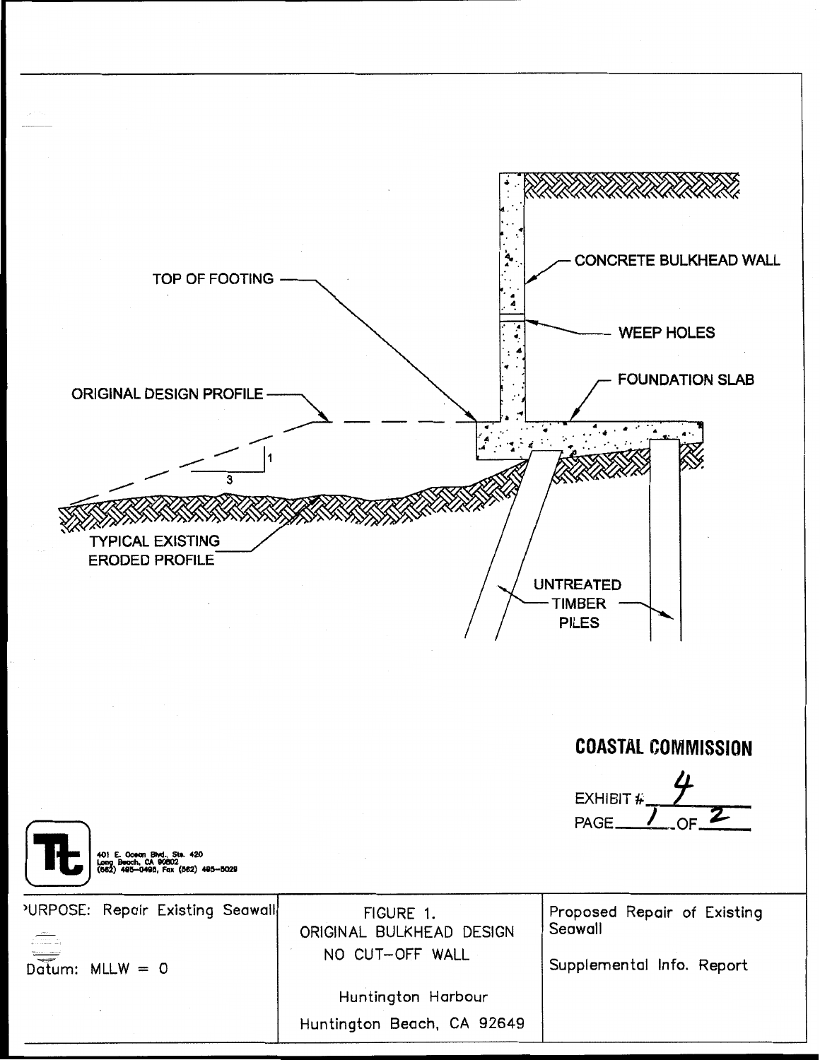TOP OF FOOTING

CONCRETE BULKHEAD WALL

WEEP HOLES

FOUNDATION SLAB

ORIGINAL DESIGN PROFILE

1

3

TYPICAL EXISTING ERODED PROFILE

UNTREATED TIMBER PILES

**COASTAL COMMISSION**

EXHIBIT # 4

PAGE 1 OF 2

401 E. Ocean Blvd., Ste. 420
Long Beach, CA 90802
(562) 495-0495, Fax (562) 495-5029

| PURPOSE: Repair Existing Seawall | FIGURE 1. ORIGINAL BULKHEAD DESIGN NO CUT-OFF WALL | Proposed Repair of Existing Seawall |
|---|---|---|
| Datum: MLLW = 0 | Huntington Harbour | Supplemental Info. Report |
| | Huntington Beach, CA 92649 | |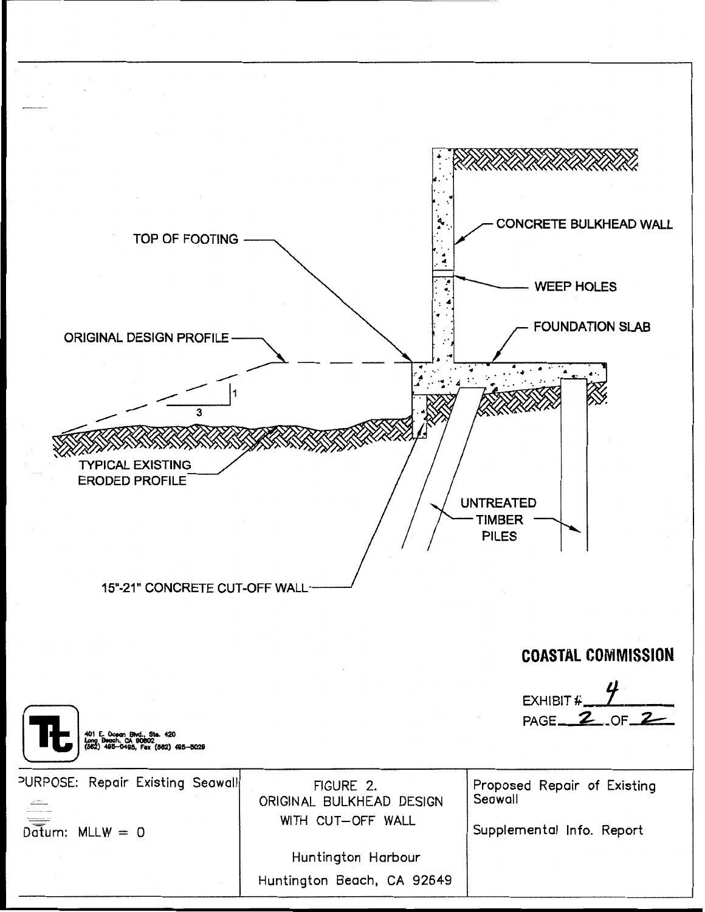CONCRETE BULKHEAD WALL

TOP OF FOOTING

WEEP HOLES

FOUNDATION SLAB

ORIGINAL DESIGN PROFILE

1

3

TYPICAL EXISTING ERODED PROFILE

UNTREATED TIMBER PILES

15"-21" CONCRETE CUT-OFF WALL

**COASTAL COMMISSION**

EXHIBIT # 4

PAGE 2 OF 2

401 E. Ocean Blvd., Ste. 420
Long Beach, CA 90802
(562) 495-0495, Fax (562) 495-5029

| | | |
|---|---|---|
| PURPOSE: Repair Existing Seawall<br><br>Datum: MLLW = 0 | FIGURE 2.<br>ORIGINAL BULKHEAD DESIGN WITH CUT-OFF WALL<br><br>Huntington Harbour<br>Huntington Beach, CA 92649 | Proposed Repair of Existing Seawall<br><br>Supplemental Info. Report |